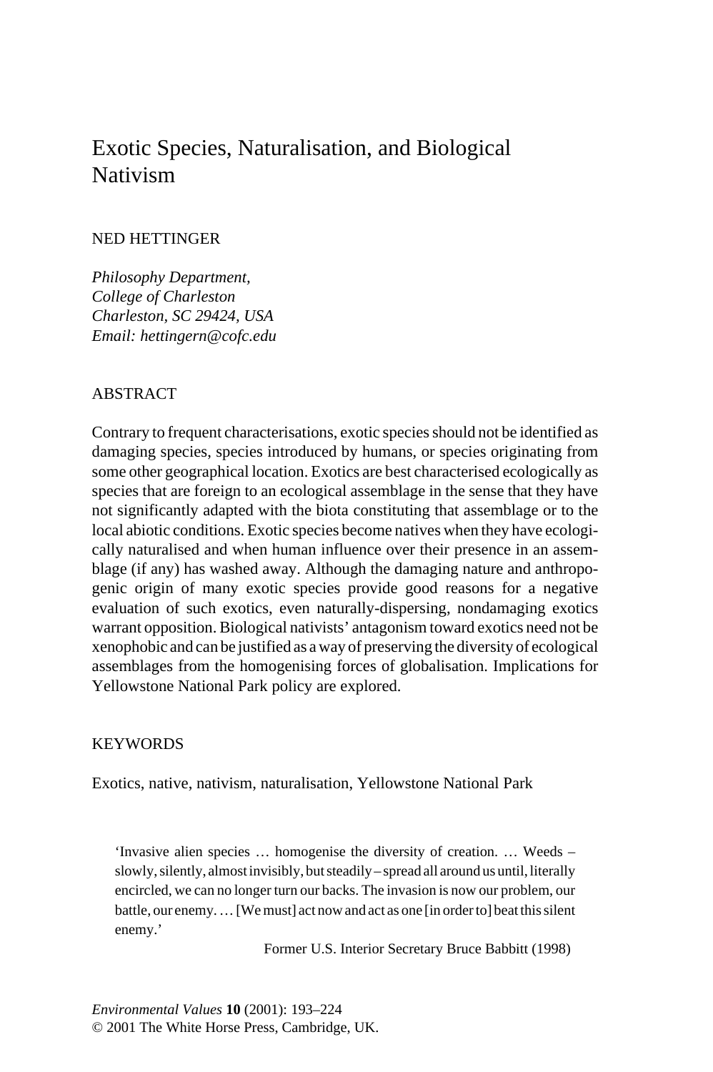# Exotic Species, Naturalisation, and Biological Nativism

NED HETTINGER

*Philosophy Department,*
*College of Charleston*
*Charleston, SC 29424, USA*
*Email: hettingern@cofc.edu*

## ABSTRACT

Contrary to frequent characterisations, exotic species should not be identified as damaging species, species introduced by humans, or species originating from some other geographical location. Exotics are best characterised ecologically as species that are foreign to an ecological assemblage in the sense that they have not significantly adapted with the biota constituting that assemblage or to the local abiotic conditions. Exotic species become natives when they have ecologically naturalised and when human influence over their presence in an assemblage (if any) has washed away. Although the damaging nature and anthropogenic origin of many exotic species provide good reasons for a negative evaluation of such exotics, even naturally-dispersing, nondamaging exotics warrant opposition. Biological nativists' antagonism toward exotics need not be xenophobic and can be justified as a way of preserving the diversity of ecological assemblages from the homogenising forces of globalisation. Implications for Yellowstone National Park policy are explored.

## KEYWORDS

Exotics, native, nativism, naturalisation, Yellowstone National Park

> 'Invasive alien species … homogenise the diversity of creation. … Weeds – slowly, silently, almost invisibly, but steadily – spread all around us until, literally encircled, we can no longer turn our backs. The invasion is now our problem, our battle, our enemy. … [We must] act now and act as one [in order to] beat this silent enemy.'
>
> Former U.S. Interior Secretary Bruce Babbitt (1998)

*Environmental Values* **10** (2001): 193–224
© 2001 The White Horse Press, Cambridge, UK.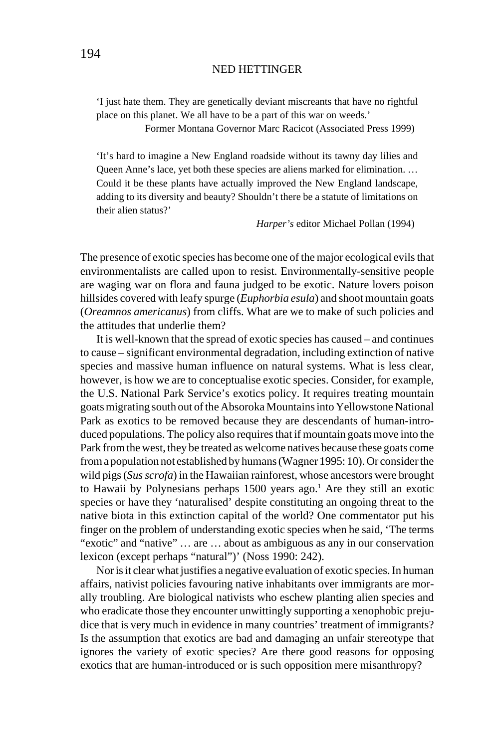'I just hate them. They are genetically deviant miscreants that have no rightful place on this planet. We all have to be a part of this war on weeds.'

Former Montana Governor Marc Racicot (Associated Press 1999)

'It's hard to imagine a New England roadside without its tawny day lilies and Queen Anne's lace, yet both these species are aliens marked for elimination. … Could it be these plants have actually improved the New England landscape, adding to its diversity and beauty? Shouldn't there be a statute of limitations on their alien status?'

*Harper's* editor Michael Pollan (1994)

The presence of exotic species has become one of the major ecological evils that environmentalists are called upon to resist. Environmentally-sensitive people are waging war on flora and fauna judged to be exotic. Nature lovers poison hillsides covered with leafy spurge (*Euphorbia esula*) and shoot mountain goats (*Oreamnos americanus*) from cliffs. What are we to make of such policies and the attitudes that underlie them?

It is well-known that the spread of exotic species has caused – and continues to cause – significant environmental degradation, including extinction of native species and massive human influence on natural systems. What is less clear, however, is how we are to conceptualise exotic species. Consider, for example, the U.S. National Park Service's exotics policy. It requires treating mountain goats migrating south out of the Absoroka Mountains into Yellowstone National Park as exotics to be removed because they are descendants of human-introduced populations. The policy also requires that if mountain goats move into the Park from the west, they be treated as welcome natives because these goats come from a population not established by humans (Wagner 1995: 10). Or consider the wild pigs (*Sus scrofa*) in the Hawaiian rainforest, whose ancestors were brought to Hawaii by Polynesians perhaps 1500 years ago.[1] Are they still an exotic species or have they 'naturalised' despite constituting an ongoing threat to the native biota in this extinction capital of the world? One commentator put his finger on the problem of understanding exotic species when he said, 'The terms "exotic" and "native" … are … about as ambiguous as any in our conservation lexicon (except perhaps "natural")' (Noss 1990: 242).

Nor is it clear what justifies a negative evaluation of exotic species. In human affairs, nativist policies favouring native inhabitants over immigrants are morally troubling. Are biological nativists who eschew planting alien species and who eradicate those they encounter unwittingly supporting a xenophobic prejudice that is very much in evidence in many countries' treatment of immigrants? Is the assumption that exotics are bad and damaging an unfair stereotype that ignores the variety of exotic species? Are there good reasons for opposing exotics that are human-introduced or is such opposition mere misanthropy?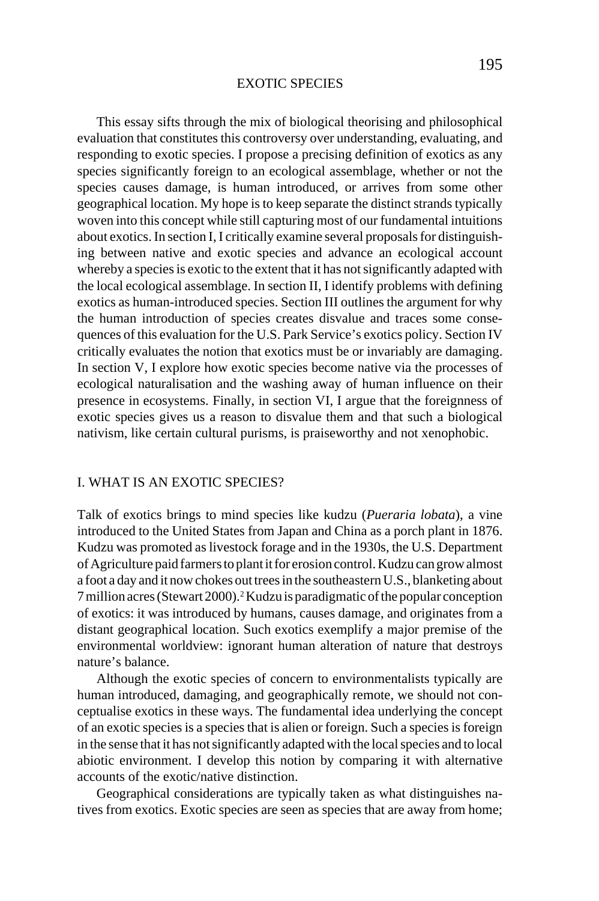This essay sifts through the mix of biological theorising and philosophical evaluation that constitutes this controversy over understanding, evaluating, and responding to exotic species. I propose a precising definition of exotics as any species significantly foreign to an ecological assemblage, whether or not the species causes damage, is human introduced, or arrives from some other geographical location. My hope is to keep separate the distinct strands typically woven into this concept while still capturing most of our fundamental intuitions about exotics. In section I, I critically examine several proposals for distinguishing between native and exotic species and advance an ecological account whereby a species is exotic to the extent that it has not significantly adapted with the local ecological assemblage. In section II, I identify problems with defining exotics as human-introduced species. Section III outlines the argument for why the human introduction of species creates disvalue and traces some consequences of this evaluation for the U.S. Park Service's exotics policy. Section IV critically evaluates the notion that exotics must be or invariably are damaging. In section V, I explore how exotic species become native via the processes of ecological naturalisation and the washing away of human influence on their presence in ecosystems. Finally, in section VI, I argue that the foreignness of exotic species gives us a reason to disvalue them and that such a biological nativism, like certain cultural purisms, is praiseworthy and not xenophobic.

## I. WHAT IS AN EXOTIC SPECIES?

Talk of exotics brings to mind species like kudzu (*Pueraria lobata*), a vine introduced to the United States from Japan and China as a porch plant in 1876. Kudzu was promoted as livestock forage and in the 1930s, the U.S. Department of Agriculture paid farmers to plant it for erosion control. Kudzu can grow almost a foot a day and it now chokes out trees in the southeastern U.S., blanketing about 7 million acres (Stewart 2000).[2] Kudzu is paradigmatic of the popular conception of exotics: it was introduced by humans, causes damage, and originates from a distant geographical location. Such exotics exemplify a major premise of the environmental worldview: ignorant human alteration of nature that destroys nature's balance.

Although the exotic species of concern to environmentalists typically are human introduced, damaging, and geographically remote, we should not conceptualise exotics in these ways. The fundamental idea underlying the concept of an exotic species is a species that is alien or foreign. Such a species is foreign in the sense that it has not significantly adapted with the local species and to local abiotic environment. I develop this notion by comparing it with alternative accounts of the exotic/native distinction.

Geographical considerations are typically taken as what distinguishes natives from exotics. Exotic species are seen as species that are away from home;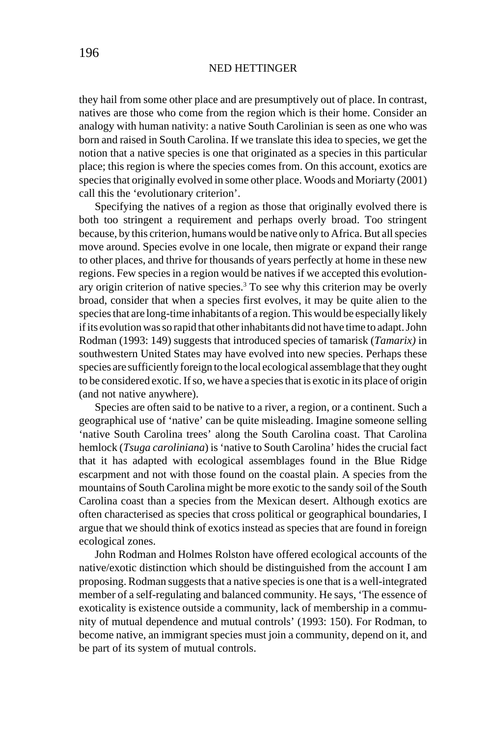they hail from some other place and are presumptively out of place. In contrast, natives are those who come from the region which is their home. Consider an analogy with human nativity: a native South Carolinian is seen as one who was born and raised in South Carolina. If we translate this idea to species, we get the notion that a native species is one that originated as a species in this particular place; this region is where the species comes from. On this account, exotics are species that originally evolved in some other place. Woods and Moriarty (2001) call this the 'evolutionary criterion'.

Specifying the natives of a region as those that originally evolved there is both too stringent a requirement and perhaps overly broad. Too stringent because, by this criterion, humans would be native only to Africa. But all species move around. Species evolve in one locale, then migrate or expand their range to other places, and thrive for thousands of years perfectly at home in these new regions. Few species in a region would be natives if we accepted this evolutionary origin criterion of native species.[3] To see why this criterion may be overly broad, consider that when a species first evolves, it may be quite alien to the species that are long-time inhabitants of a region. This would be especially likely if its evolution was so rapid that other inhabitants did not have time to adapt. John Rodman (1993: 149) suggests that introduced species of tamarisk (*Tamarix)* in southwestern United States may have evolved into new species. Perhaps these species are sufficiently foreign to the local ecological assemblage that they ought to be considered exotic. If so, we have a species that is exotic in its place of origin (and not native anywhere).

Species are often said to be native to a river, a region, or a continent. Such a geographical use of 'native' can be quite misleading. Imagine someone selling 'native South Carolina trees' along the South Carolina coast. That Carolina hemlock (*Tsuga caroliniana*) is 'native to South Carolina' hides the crucial fact that it has adapted with ecological assemblages found in the Blue Ridge escarpment and not with those found on the coastal plain. A species from the mountains of South Carolina might be more exotic to the sandy soil of the South Carolina coast than a species from the Mexican desert. Although exotics are often characterised as species that cross political or geographical boundaries, I argue that we should think of exotics instead as species that are found in foreign ecological zones.

John Rodman and Holmes Rolston have offered ecological accounts of the native/exotic distinction which should be distinguished from the account I am proposing. Rodman suggests that a native species is one that is a well-integrated member of a self-regulating and balanced community. He says, 'The essence of exoticality is existence outside a community, lack of membership in a community of mutual dependence and mutual controls' (1993: 150). For Rodman, to become native, an immigrant species must join a community, depend on it, and be part of its system of mutual controls.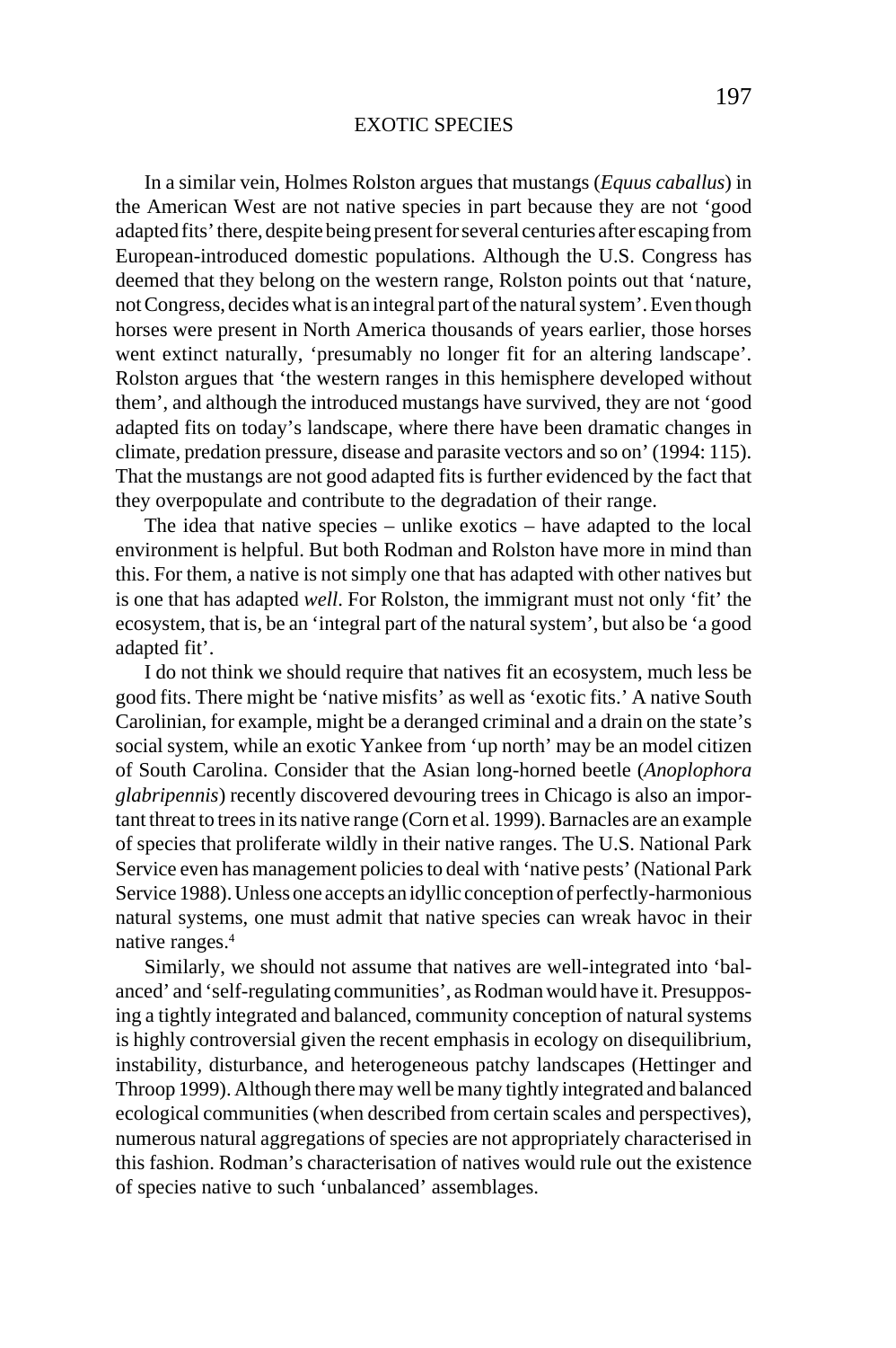In a similar vein, Holmes Rolston argues that mustangs (*Equus caballus*) in the American West are not native species in part because they are not 'good adapted fits' there, despite being present for several centuries after escaping from European-introduced domestic populations. Although the U.S. Congress has deemed that they belong on the western range, Rolston points out that 'nature, not Congress, decides what is an integral part of the natural system'. Even though horses were present in North America thousands of years earlier, those horses went extinct naturally, 'presumably no longer fit for an altering landscape'. Rolston argues that 'the western ranges in this hemisphere developed without them', and although the introduced mustangs have survived, they are not 'good adapted fits on today's landscape, where there have been dramatic changes in climate, predation pressure, disease and parasite vectors and so on' (1994: 115). That the mustangs are not good adapted fits is further evidenced by the fact that they overpopulate and contribute to the degradation of their range.

The idea that native species – unlike exotics – have adapted to the local environment is helpful. But both Rodman and Rolston have more in mind than this. For them, a native is not simply one that has adapted with other natives but is one that has adapted *well*. For Rolston, the immigrant must not only 'fit' the ecosystem, that is, be an 'integral part of the natural system', but also be 'a good adapted fit'.

I do not think we should require that natives fit an ecosystem, much less be good fits. There might be 'native misfits' as well as 'exotic fits.' A native South Carolinian, for example, might be a deranged criminal and a drain on the state's social system, while an exotic Yankee from 'up north' may be an model citizen of South Carolina. Consider that the Asian long-horned beetle (*Anoplophora glabripennis*) recently discovered devouring trees in Chicago is also an important threat to trees in its native range (Corn et al. 1999). Barnacles are an example of species that proliferate wildly in their native ranges. The U.S. National Park Service even has management policies to deal with 'native pests' (National Park Service 1988). Unless one accepts an idyllic conception of perfectly-harmonious natural systems, one must admit that native species can wreak havoc in their native ranges.[4]

Similarly, we should not assume that natives are well-integrated into 'balanced' and 'self-regulating communities', as Rodman would have it. Presupposing a tightly integrated and balanced, community conception of natural systems is highly controversial given the recent emphasis in ecology on disequilibrium, instability, disturbance, and heterogeneous patchy landscapes (Hettinger and Throop 1999). Although there may well be many tightly integrated and balanced ecological communities (when described from certain scales and perspectives), numerous natural aggregations of species are not appropriately characterised in this fashion. Rodman's characterisation of natives would rule out the existence of species native to such 'unbalanced' assemblages.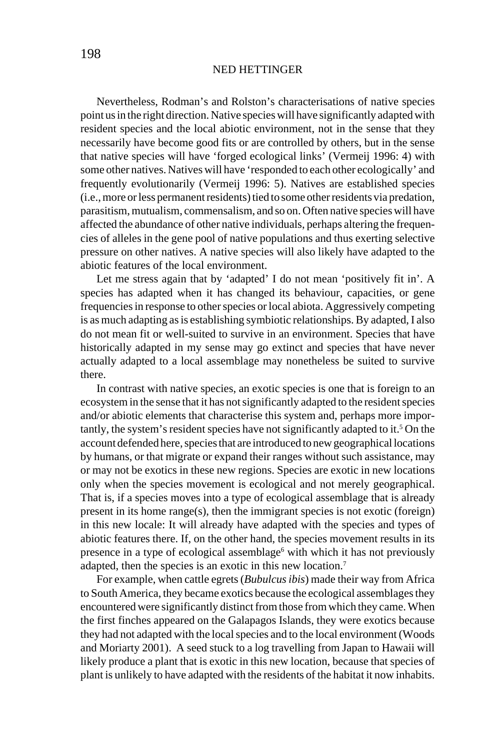Nevertheless, Rodman's and Rolston's characterisations of native species point us in the right direction. Native species will have significantly adapted with resident species and the local abiotic environment, not in the sense that they necessarily have become good fits or are controlled by others, but in the sense that native species will have 'forged ecological links' (Vermeij 1996: 4) with some other natives. Natives will have 'responded to each other ecologically' and frequently evolutionarily (Vermeij 1996: 5). Natives are established species (i.e., more or less permanent residents) tied to some other residents via predation, parasitism, mutualism, commensalism, and so on. Often native species will have affected the abundance of other native individuals, perhaps altering the frequencies of alleles in the gene pool of native populations and thus exerting selective pressure on other natives. A native species will also likely have adapted to the abiotic features of the local environment.

Let me stress again that by 'adapted' I do not mean 'positively fit in'. A species has adapted when it has changed its behaviour, capacities, or gene frequencies in response to other species or local abiota. Aggressively competing is as much adapting as is establishing symbiotic relationships. By adapted, I also do not mean fit or well-suited to survive in an environment. Species that have historically adapted in my sense may go extinct and species that have never actually adapted to a local assemblage may nonetheless be suited to survive there.

In contrast with native species, an exotic species is one that is foreign to an ecosystem in the sense that it has not significantly adapted to the resident species and/or abiotic elements that characterise this system and, perhaps more importantly, the system's resident species have not significantly adapted to it.[5] On the account defended here, species that are introduced to new geographical locations by humans, or that migrate or expand their ranges without such assistance, may or may not be exotics in these new regions. Species are exotic in new locations only when the species movement is ecological and not merely geographical. That is, if a species moves into a type of ecological assemblage that is already present in its home range(s), then the immigrant species is not exotic (foreign) in this new locale: It will already have adapted with the species and types of abiotic features there. If, on the other hand, the species movement results in its presence in a type of ecological assemblage[6] with which it has not previously adapted, then the species is an exotic in this new location.[7]

For example, when cattle egrets (*Bubulcus ibis*) made their way from Africa to South America, they became exotics because the ecological assemblages they encountered were significantly distinct from those from which they came. When the first finches appeared on the Galapagos Islands, they were exotics because they had not adapted with the local species and to the local environment (Woods and Moriarty 2001). A seed stuck to a log travelling from Japan to Hawaii will likely produce a plant that is exotic in this new location, because that species of plant is unlikely to have adapted with the residents of the habitat it now inhabits.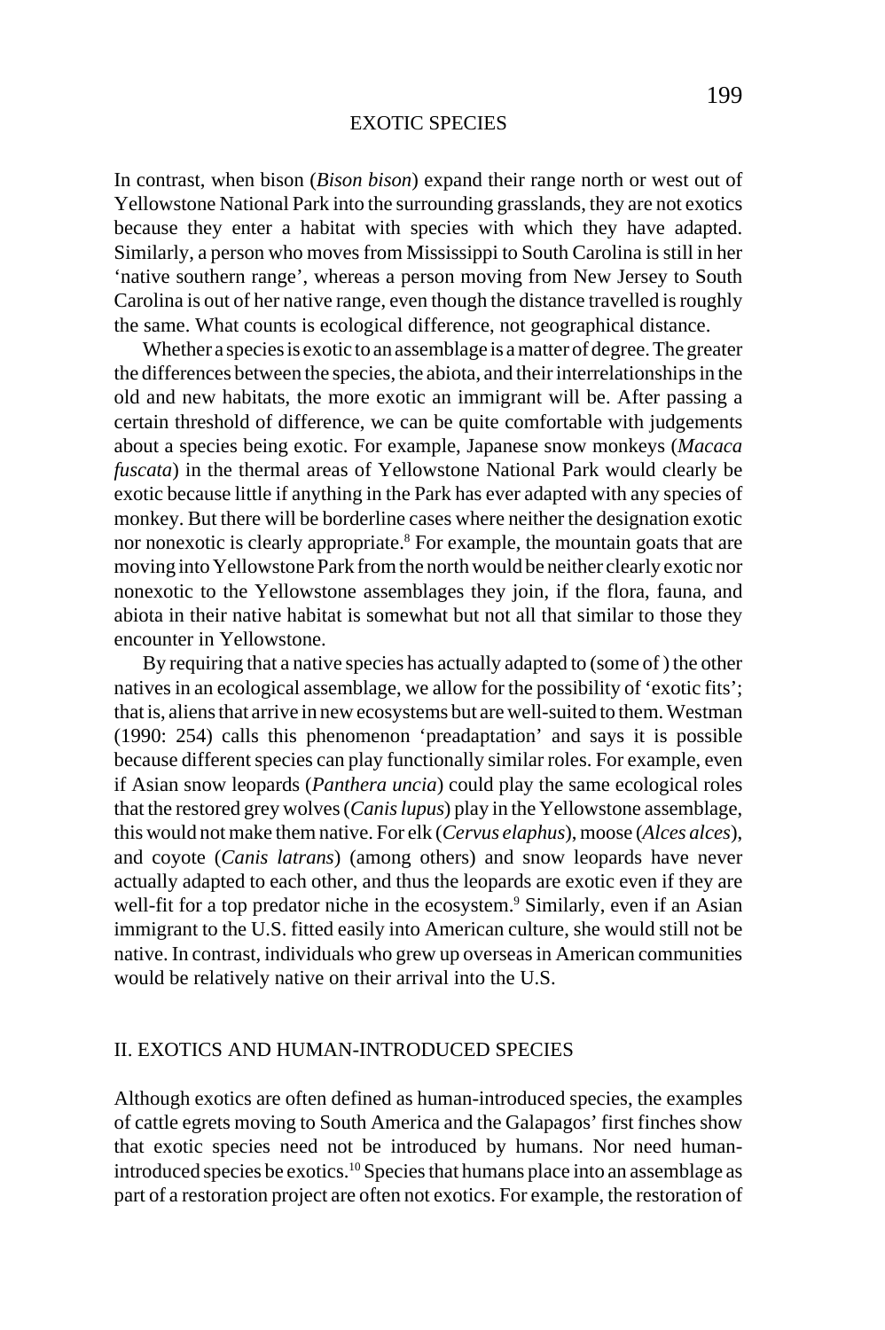In contrast, when bison (*Bison bison*) expand their range north or west out of Yellowstone National Park into the surrounding grasslands, they are not exotics because they enter a habitat with species with which they have adapted. Similarly, a person who moves from Mississippi to South Carolina is still in her 'native southern range', whereas a person moving from New Jersey to South Carolina is out of her native range, even though the distance travelled is roughly the same. What counts is ecological difference, not geographical distance.

Whether a species is exotic to an assemblage is a matter of degree. The greater the differences between the species, the abiota, and their interrelationships in the old and new habitats, the more exotic an immigrant will be. After passing a certain threshold of difference, we can be quite comfortable with judgements about a species being exotic. For example, Japanese snow monkeys (*Macaca fuscata*) in the thermal areas of Yellowstone National Park would clearly be exotic because little if anything in the Park has ever adapted with any species of monkey. But there will be borderline cases where neither the designation exotic nor nonexotic is clearly appropriate.[8] For example, the mountain goats that are moving into Yellowstone Park from the north would be neither clearly exotic nor nonexotic to the Yellowstone assemblages they join, if the flora, fauna, and abiota in their native habitat is somewhat but not all that similar to those they encounter in Yellowstone.

By requiring that a native species has actually adapted to (some of ) the other natives in an ecological assemblage, we allow for the possibility of 'exotic fits'; that is, aliens that arrive in new ecosystems but are well-suited to them. Westman (1990: 254) calls this phenomenon 'preadaptation' and says it is possible because different species can play functionally similar roles. For example, even if Asian snow leopards (*Panthera uncia*) could play the same ecological roles that the restored grey wolves (*Canis lupus*) play in the Yellowstone assemblage, this would not make them native. For elk (*Cervus elaphus*), moose (*Alces alces*), and coyote (*Canis latrans*) (among others) and snow leopards have never actually adapted to each other, and thus the leopards are exotic even if they are well-fit for a top predator niche in the ecosystem.[9] Similarly, even if an Asian immigrant to the U.S. fitted easily into American culture, she would still not be native. In contrast, individuals who grew up overseas in American communities would be relatively native on their arrival into the U.S.

## II. EXOTICS AND HUMAN-INTRODUCED SPECIES

Although exotics are often defined as human-introduced species, the examples of cattle egrets moving to South America and the Galapagos' first finches show that exotic species need not be introduced by humans. Nor need human-introduced species be exotics.[10] Species that humans place into an assemblage as part of a restoration project are often not exotics. For example, the restoration of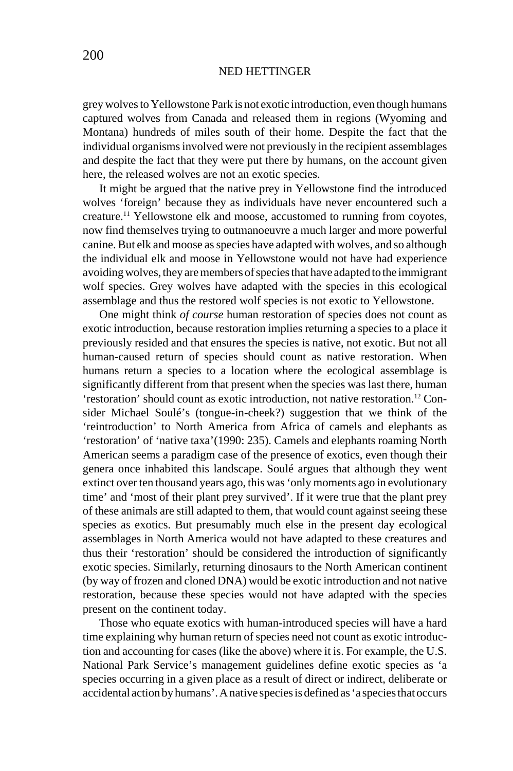grey wolves to Yellowstone Park is not exotic introduction, even though humans captured wolves from Canada and released them in regions (Wyoming and Montana) hundreds of miles south of their home. Despite the fact that the individual organisms involved were not previously in the recipient assemblages and despite the fact that they were put there by humans, on the account given here, the released wolves are not an exotic species.

It might be argued that the native prey in Yellowstone find the introduced wolves 'foreign' because they as individuals have never encountered such a creature.[11] Yellowstone elk and moose, accustomed to running from coyotes, now find themselves trying to outmanoeuvre a much larger and more powerful canine. But elk and moose as species have adapted with wolves, and so although the individual elk and moose in Yellowstone would not have had experience avoiding wolves, they are members of species that have adapted to the immigrant wolf species. Grey wolves have adapted with the species in this ecological assemblage and thus the restored wolf species is not exotic to Yellowstone.

One might think *of course* human restoration of species does not count as exotic introduction, because restoration implies returning a species to a place it previously resided and that ensures the species is native, not exotic. But not all human-caused return of species should count as native restoration. When humans return a species to a location where the ecological assemblage is significantly different from that present when the species was last there, human 'restoration' should count as exotic introduction, not native restoration.[12] Consider Michael Soulé's (tongue-in-cheek?) suggestion that we think of the 'reintroduction' to North America from Africa of camels and elephants as 'restoration' of 'native taxa'(1990: 235). Camels and elephants roaming North American seems a paradigm case of the presence of exotics, even though their genera once inhabited this landscape. Soulé argues that although they went extinct over ten thousand years ago, this was 'only moments ago in evolutionary time' and 'most of their plant prey survived'. If it were true that the plant prey of these animals are still adapted to them, that would count against seeing these species as exotics. But presumably much else in the present day ecological assemblages in North America would not have adapted to these creatures and thus their 'restoration' should be considered the introduction of significantly exotic species. Similarly, returning dinosaurs to the North American continent (by way of frozen and cloned DNA) would be exotic introduction and not native restoration, because these species would not have adapted with the species present on the continent today.

Those who equate exotics with human-introduced species will have a hard time explaining why human return of species need not count as exotic introduction and accounting for cases (like the above) where it is. For example, the U.S. National Park Service's management guidelines define exotic species as 'a species occurring in a given place as a result of direct or indirect, deliberate or accidental action by humans'. A native species is defined as 'a species that occurs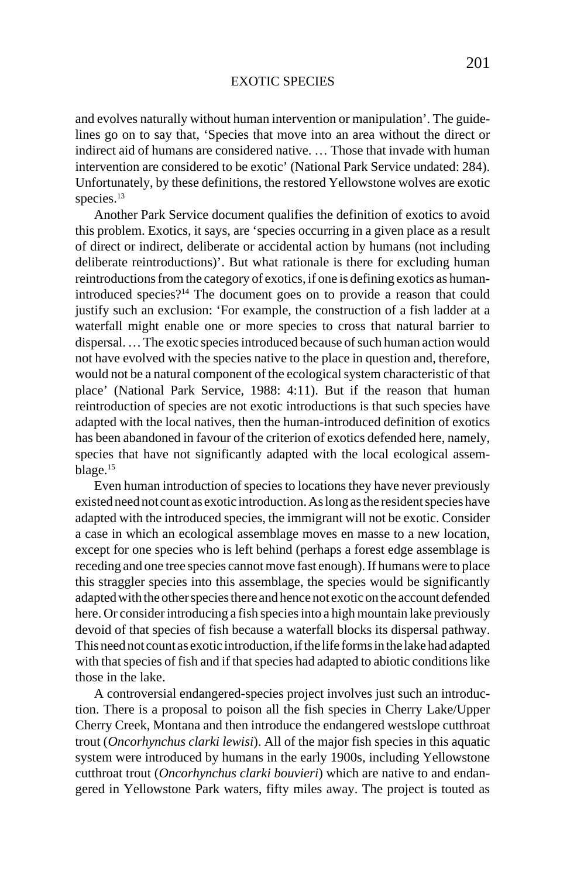and evolves naturally without human intervention or manipulation'. The guidelines go on to say that, 'Species that move into an area without the direct or indirect aid of humans are considered native. … Those that invade with human intervention are considered to be exotic' (National Park Service undated: 284). Unfortunately, by these definitions, the restored Yellowstone wolves are exotic species.[13]

Another Park Service document qualifies the definition of exotics to avoid this problem. Exotics, it says, are 'species occurring in a given place as a result of direct or indirect, deliberate or accidental action by humans (not including deliberate reintroductions)'. But what rationale is there for excluding human reintroductions from the category of exotics, if one is defining exotics as human-introduced species?[14] The document goes on to provide a reason that could justify such an exclusion: 'For example, the construction of a fish ladder at a waterfall might enable one or more species to cross that natural barrier to dispersal. … The exotic species introduced because of such human action would not have evolved with the species native to the place in question and, therefore, would not be a natural component of the ecological system characteristic of that place' (National Park Service, 1988: 4:11). But if the reason that human reintroduction of species are not exotic introductions is that such species have adapted with the local natives, then the human-introduced definition of exotics has been abandoned in favour of the criterion of exotics defended here, namely, species that have not significantly adapted with the local ecological assemblage.[15]

Even human introduction of species to locations they have never previously existed need not count as exotic introduction. As long as the resident species have adapted with the introduced species, the immigrant will not be exotic. Consider a case in which an ecological assemblage moves en masse to a new location, except for one species who is left behind (perhaps a forest edge assemblage is receding and one tree species cannot move fast enough). If humans were to place this straggler species into this assemblage, the species would be significantly adapted with the other species there and hence not exotic on the account defended here. Or consider introducing a fish species into a high mountain lake previously devoid of that species of fish because a waterfall blocks its dispersal pathway. This need not count as exotic introduction, if the life forms in the lake had adapted with that species of fish and if that species had adapted to abiotic conditions like those in the lake.

A controversial endangered-species project involves just such an introduction. There is a proposal to poison all the fish species in Cherry Lake/Upper Cherry Creek, Montana and then introduce the endangered westslope cutthroat trout (*Oncorhynchus clarki lewisi*). All of the major fish species in this aquatic system were introduced by humans in the early 1900s, including Yellowstone cutthroat trout (*Oncorhynchus clarki bouvieri*) which are native to and endangered in Yellowstone Park waters, fifty miles away. The project is touted as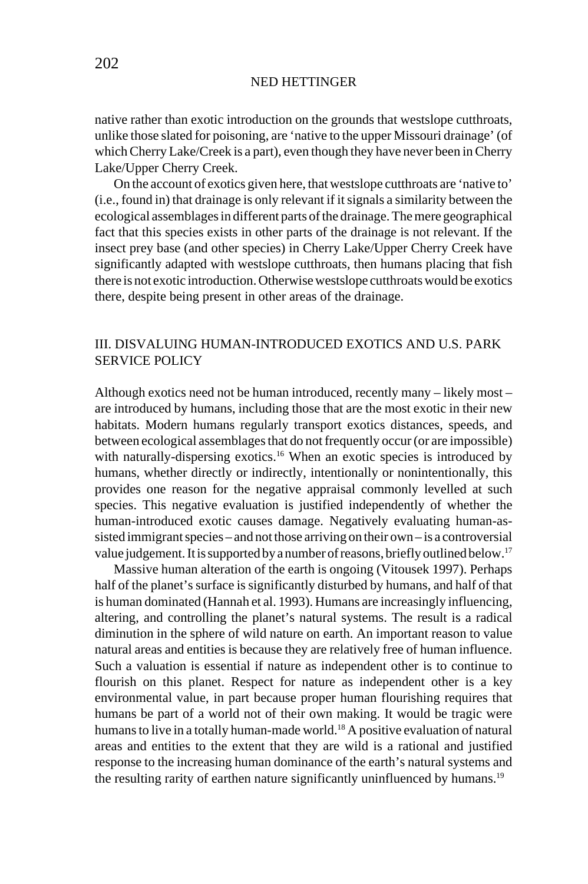native rather than exotic introduction on the grounds that westslope cutthroats, unlike those slated for poisoning, are 'native to the upper Missouri drainage' (of which Cherry Lake/Creek is a part), even though they have never been in Cherry Lake/Upper Cherry Creek.

On the account of exotics given here, that westslope cutthroats are 'native to' (i.e., found in) that drainage is only relevant if it signals a similarity between the ecological assemblages in different parts of the drainage. The mere geographical fact that this species exists in other parts of the drainage is not relevant. If the insect prey base (and other species) in Cherry Lake/Upper Cherry Creek have significantly adapted with westslope cutthroats, then humans placing that fish there is not exotic introduction. Otherwise westslope cutthroats would be exotics there, despite being present in other areas of the drainage.

## III. DISVALUING HUMAN-INTRODUCED EXOTICS AND U.S. PARK SERVICE POLICY

Although exotics need not be human introduced, recently many – likely most – are introduced by humans, including those that are the most exotic in their new habitats. Modern humans regularly transport exotics distances, speeds, and between ecological assemblages that do not frequently occur (or are impossible) with naturally-dispersing exotics.[16] When an exotic species is introduced by humans, whether directly or indirectly, intentionally or nonintentionally, this provides one reason for the negative appraisal commonly levelled at such species. This negative evaluation is justified independently of whether the human-introduced exotic causes damage. Negatively evaluating human-assisted immigrant species – and not those arriving on their own – is a controversial value judgement. It is supported by a number of reasons, briefly outlined below.[17]

Massive human alteration of the earth is ongoing (Vitousek 1997). Perhaps half of the planet's surface is significantly disturbed by humans, and half of that is human dominated (Hannah et al. 1993). Humans are increasingly influencing, altering, and controlling the planet's natural systems. The result is a radical diminution in the sphere of wild nature on earth. An important reason to value natural areas and entities is because they are relatively free of human influence. Such a valuation is essential if nature as independent other is to continue to flourish on this planet. Respect for nature as independent other is a key environmental value, in part because proper human flourishing requires that humans be part of a world not of their own making. It would be tragic were humans to live in a totally human-made world.[18] A positive evaluation of natural areas and entities to the extent that they are wild is a rational and justified response to the increasing human dominance of the earth's natural systems and the resulting rarity of earthen nature significantly uninfluenced by humans.[19]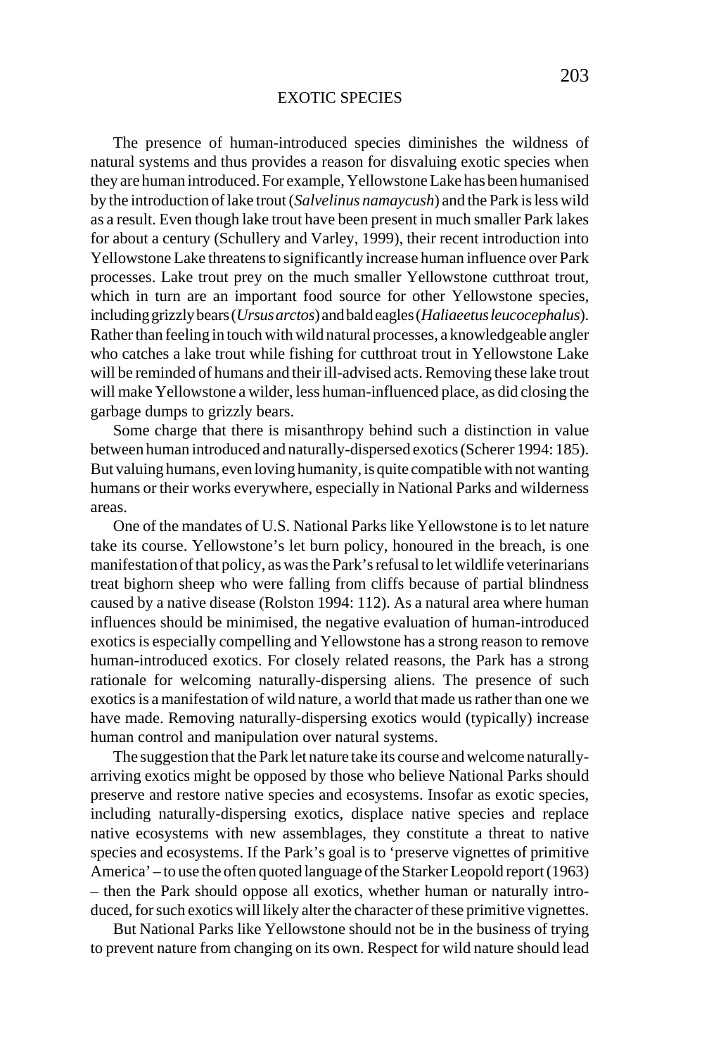The presence of human-introduced species diminishes the wildness of natural systems and thus provides a reason for disvaluing exotic species when they are human introduced. For example, Yellowstone Lake has been humanised by the introduction of lake trout (*Salvelinus namaycush*) and the Park is less wild as a result. Even though lake trout have been present in much smaller Park lakes for about a century (Schullery and Varley, 1999), their recent introduction into Yellowstone Lake threatens to significantly increase human influence over Park processes. Lake trout prey on the much smaller Yellowstone cutthroat trout, which in turn are an important food source for other Yellowstone species, including grizzly bears (*Ursus arctos*) and bald eagles (*Haliaeetus leucocephalus*). Rather than feeling in touch with wild natural processes, a knowledgeable angler who catches a lake trout while fishing for cutthroat trout in Yellowstone Lake will be reminded of humans and their ill-advised acts. Removing these lake trout will make Yellowstone a wilder, less human-influenced place, as did closing the garbage dumps to grizzly bears.

Some charge that there is misanthropy behind such a distinction in value between human introduced and naturally-dispersed exotics (Scherer 1994: 185). But valuing humans, even loving humanity, is quite compatible with not wanting humans or their works everywhere, especially in National Parks and wilderness areas.

One of the mandates of U.S. National Parks like Yellowstone is to let nature take its course. Yellowstone's let burn policy, honoured in the breach, is one manifestation of that policy, as was the Park's refusal to let wildlife veterinarians treat bighorn sheep who were falling from cliffs because of partial blindness caused by a native disease (Rolston 1994: 112). As a natural area where human influences should be minimised, the negative evaluation of human-introduced exotics is especially compelling and Yellowstone has a strong reason to remove human-introduced exotics. For closely related reasons, the Park has a strong rationale for welcoming naturally-dispersing aliens. The presence of such exotics is a manifestation of wild nature, a world that made us rather than one we have made. Removing naturally-dispersing exotics would (typically) increase human control and manipulation over natural systems.

The suggestion that the Park let nature take its course and welcome naturally-arriving exotics might be opposed by those who believe National Parks should preserve and restore native species and ecosystems. Insofar as exotic species, including naturally-dispersing exotics, displace native species and replace native ecosystems with new assemblages, they constitute a threat to native species and ecosystems. If the Park's goal is to 'preserve vignettes of primitive America' – to use the often quoted language of the Starker Leopold report (1963) – then the Park should oppose all exotics, whether human or naturally introduced, for such exotics will likely alter the character of these primitive vignettes.

But National Parks like Yellowstone should not be in the business of trying to prevent nature from changing on its own. Respect for wild nature should lead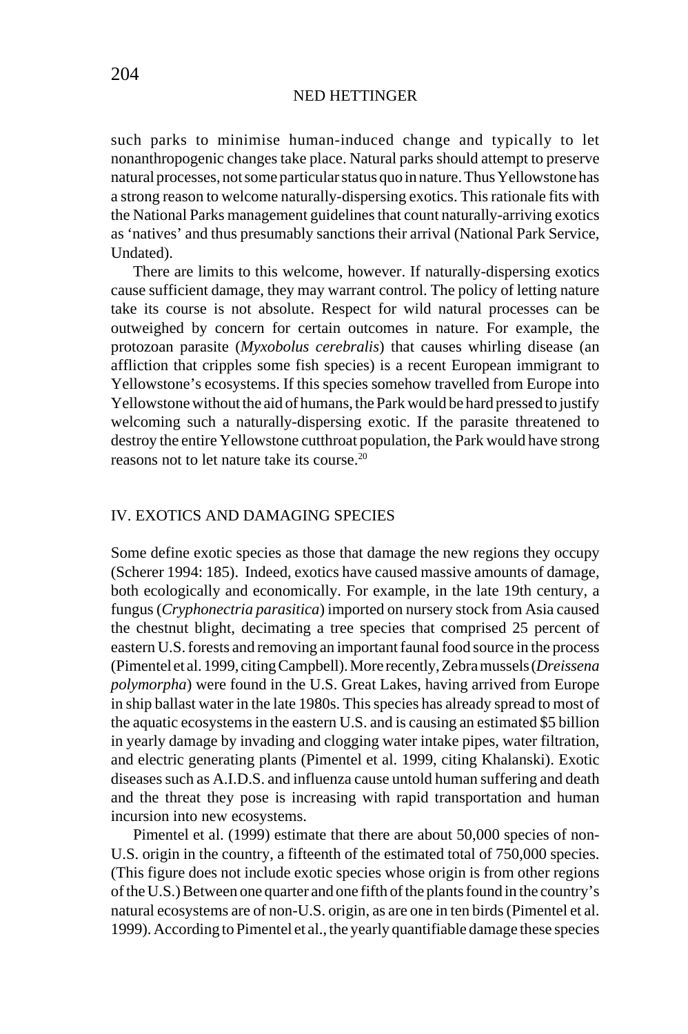such parks to minimise human-induced change and typically to let nonanthropogenic changes take place. Natural parks should attempt to preserve natural processes, not some particular status quo in nature. Thus Yellowstone has a strong reason to welcome naturally-dispersing exotics. This rationale fits with the National Parks management guidelines that count naturally-arriving exotics as 'natives' and thus presumably sanctions their arrival (National Park Service, Undated).

There are limits to this welcome, however. If naturally-dispersing exotics cause sufficient damage, they may warrant control. The policy of letting nature take its course is not absolute. Respect for wild natural processes can be outweighed by concern for certain outcomes in nature. For example, the protozoan parasite (*Myxobolus cerebralis*) that causes whirling disease (an affliction that cripples some fish species) is a recent European immigrant to Yellowstone's ecosystems. If this species somehow travelled from Europe into Yellowstone without the aid of humans, the Park would be hard pressed to justify welcoming such a naturally-dispersing exotic. If the parasite threatened to destroy the entire Yellowstone cutthroat population, the Park would have strong reasons not to let nature take its course.[20]

## IV. EXOTICS AND DAMAGING SPECIES

Some define exotic species as those that damage the new regions they occupy (Scherer 1994: 185). Indeed, exotics have caused massive amounts of damage, both ecologically and economically. For example, in the late 19th century, a fungus (*Cryphonectria parasitica*) imported on nursery stock from Asia caused the chestnut blight, decimating a tree species that comprised 25 percent of eastern U.S. forests and removing an important faunal food source in the process (Pimentel et al. 1999, citing Campbell). More recently, Zebra mussels (*Dreissena polymorpha*) were found in the U.S. Great Lakes, having arrived from Europe in ship ballast water in the late 1980s. This species has already spread to most of the aquatic ecosystems in the eastern U.S. and is causing an estimated $5 billion in yearly damage by invading and clogging water intake pipes, water filtration, and electric generating plants (Pimentel et al. 1999, citing Khalanski). Exotic diseases such as A.I.D.S. and influenza cause untold human suffering and death and the threat they pose is increasing with rapid transportation and human incursion into new ecosystems.

Pimentel et al. (1999) estimate that there are about 50,000 species of non-U.S. origin in the country, a fifteenth of the estimated total of 750,000 species. (This figure does not include exotic species whose origin is from other regions of the U.S.) Between one quarter and one fifth of the plants found in the country's natural ecosystems are of non-U.S. origin, as are one in ten birds (Pimentel et al. 1999). According to Pimentel et al., the yearly quantifiable damage these species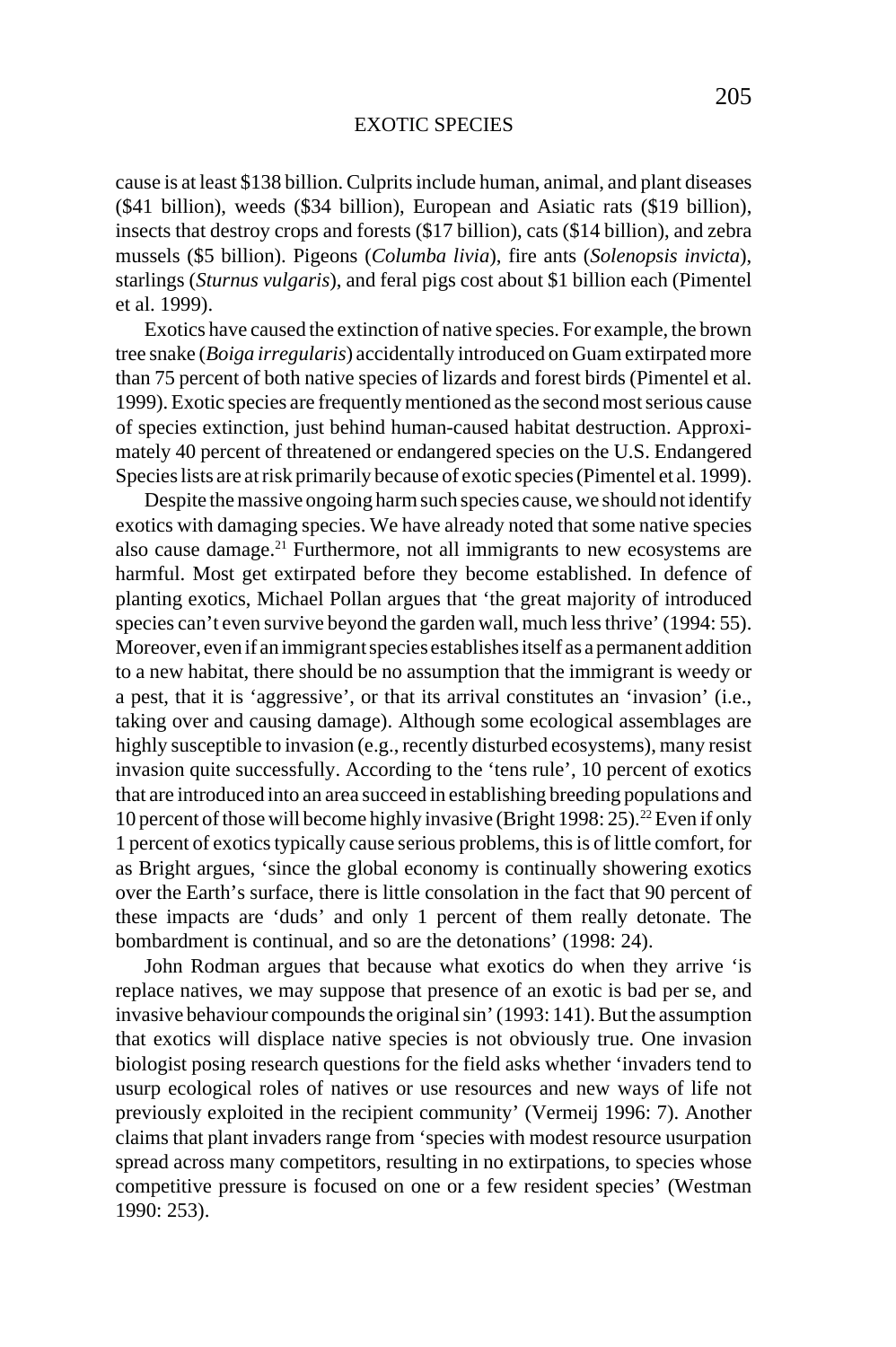cause is at least $138 billion. Culprits include human, animal, and plant diseases ($41 billion), weeds ($34 billion), European and Asiatic rats ($19 billion), insects that destroy crops and forests ($17 billion), cats ($14 billion), and zebra mussels ($5 billion). Pigeons (*Columba livia*), fire ants (*Solenopsis invicta*), starlings (*Sturnus vulgaris*), and feral pigs cost about $1 billion each (Pimentel et al. 1999).

Exotics have caused the extinction of native species. For example, the brown tree snake (*Boiga irregularis*) accidentally introduced on Guam extirpated more than 75 percent of both native species of lizards and forest birds (Pimentel et al. 1999). Exotic species are frequently mentioned as the second most serious cause of species extinction, just behind human-caused habitat destruction. Approximately 40 percent of threatened or endangered species on the U.S. Endangered Species lists are at risk primarily because of exotic species (Pimentel et al. 1999).

Despite the massive ongoing harm such species cause, we should not identify exotics with damaging species. We have already noted that some native species also cause damage.[21] Furthermore, not all immigrants to new ecosystems are harmful. Most get extirpated before they become established. In defence of planting exotics, Michael Pollan argues that 'the great majority of introduced species can't even survive beyond the garden wall, much less thrive' (1994: 55). Moreover, even if an immigrant species establishes itself as a permanent addition to a new habitat, there should be no assumption that the immigrant is weedy or a pest, that it is 'aggressive', or that its arrival constitutes an 'invasion' (i.e., taking over and causing damage). Although some ecological assemblages are highly susceptible to invasion (e.g., recently disturbed ecosystems), many resist invasion quite successfully. According to the 'tens rule', 10 percent of exotics that are introduced into an area succeed in establishing breeding populations and 10 percent of those will become highly invasive (Bright 1998: 25).[22] Even if only 1 percent of exotics typically cause serious problems, this is of little comfort, for as Bright argues, 'since the global economy is continually showering exotics over the Earth's surface, there is little consolation in the fact that 90 percent of these impacts are 'duds' and only 1 percent of them really detonate. The bombardment is continual, and so are the detonations' (1998: 24).

John Rodman argues that because what exotics do when they arrive 'is replace natives, we may suppose that presence of an exotic is bad per se, and invasive behaviour compounds the original sin' (1993: 141). But the assumption that exotics will displace native species is not obviously true. One invasion biologist posing research questions for the field asks whether 'invaders tend to usurp ecological roles of natives or use resources and new ways of life not previously exploited in the recipient community' (Vermeij 1996: 7). Another claims that plant invaders range from 'species with modest resource usurpation spread across many competitors, resulting in no extirpations, to species whose competitive pressure is focused on one or a few resident species' (Westman 1990: 253).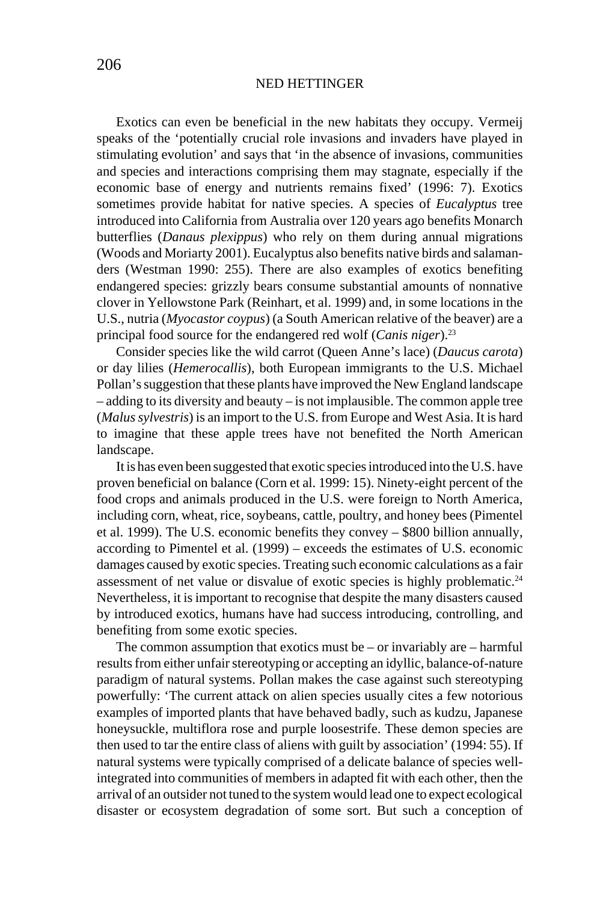Exotics can even be beneficial in the new habitats they occupy. Vermeij speaks of the 'potentially crucial role invasions and invaders have played in stimulating evolution' and says that 'in the absence of invasions, communities and species and interactions comprising them may stagnate, especially if the economic base of energy and nutrients remains fixed' (1996: 7). Exotics sometimes provide habitat for native species. A species of *Eucalyptus* tree introduced into California from Australia over 120 years ago benefits Monarch butterflies (*Danaus plexippus*) who rely on them during annual migrations (Woods and Moriarty 2001). Eucalyptus also benefits native birds and salamanders (Westman 1990: 255). There are also examples of exotics benefiting endangered species: grizzly bears consume substantial amounts of nonnative clover in Yellowstone Park (Reinhart, et al. 1999) and, in some locations in the U.S., nutria (*Myocastor coypus*) (a South American relative of the beaver) are a principal food source for the endangered red wolf (*Canis niger*).[23]

Consider species like the wild carrot (Queen Anne's lace) (*Daucus carota*) or day lilies (*Hemerocallis*), both European immigrants to the U.S. Michael Pollan's suggestion that these plants have improved the New England landscape – adding to its diversity and beauty – is not implausible. The common apple tree (*Malus sylvestris*) is an import to the U.S. from Europe and West Asia. It is hard to imagine that these apple trees have not benefited the North American landscape.

It is has even been suggested that exotic species introduced into the U.S. have proven beneficial on balance (Corn et al. 1999: 15). Ninety-eight percent of the food crops and animals produced in the U.S. were foreign to North America, including corn, wheat, rice, soybeans, cattle, poultry, and honey bees (Pimentel et al. 1999). The U.S. economic benefits they convey – $800 billion annually, according to Pimentel et al. (1999) – exceeds the estimates of U.S. economic damages caused by exotic species. Treating such economic calculations as a fair assessment of net value or disvalue of exotic species is highly problematic.[24] Nevertheless, it is important to recognise that despite the many disasters caused by introduced exotics, humans have had success introducing, controlling, and benefiting from some exotic species.

The common assumption that exotics must be – or invariably are – harmful results from either unfair stereotyping or accepting an idyllic, balance-of-nature paradigm of natural systems. Pollan makes the case against such stereotyping powerfully: 'The current attack on alien species usually cites a few notorious examples of imported plants that have behaved badly, such as kudzu, Japanese honeysuckle, multiflora rose and purple loosestrife. These demon species are then used to tar the entire class of aliens with guilt by association' (1994: 55). If natural systems were typically comprised of a delicate balance of species well-integrated into communities of members in adapted fit with each other, then the arrival of an outsider not tuned to the system would lead one to expect ecological disaster or ecosystem degradation of some sort. But such a conception of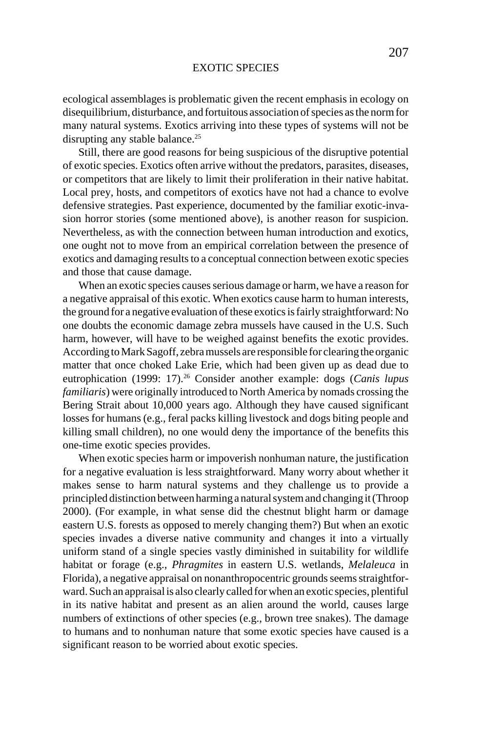ecological assemblages is problematic given the recent emphasis in ecology on disequilibrium, disturbance, and fortuitous association of species as the norm for many natural systems. Exotics arriving into these types of systems will not be disrupting any stable balance.[25]

Still, there are good reasons for being suspicious of the disruptive potential of exotic species. Exotics often arrive without the predators, parasites, diseases, or competitors that are likely to limit their proliferation in their native habitat. Local prey, hosts, and competitors of exotics have not had a chance to evolve defensive strategies. Past experience, documented by the familiar exotic-invasion horror stories (some mentioned above), is another reason for suspicion. Nevertheless, as with the connection between human introduction and exotics, one ought not to move from an empirical correlation between the presence of exotics and damaging results to a conceptual connection between exotic species and those that cause damage.

When an exotic species causes serious damage or harm, we have a reason for a negative appraisal of this exotic. When exotics cause harm to human interests, the ground for a negative evaluation of these exotics is fairly straightforward: No one doubts the economic damage zebra mussels have caused in the U.S. Such harm, however, will have to be weighed against benefits the exotic provides. According to Mark Sagoff, zebra mussels are responsible for clearing the organic matter that once choked Lake Erie, which had been given up as dead due to eutrophication (1999: 17).[26] Consider another example: dogs (*Canis lupus familiaris*) were originally introduced to North America by nomads crossing the Bering Strait about 10,000 years ago. Although they have caused significant losses for humans (e.g., feral packs killing livestock and dogs biting people and killing small children), no one would deny the importance of the benefits this one-time exotic species provides.

When exotic species harm or impoverish nonhuman nature, the justification for a negative evaluation is less straightforward. Many worry about whether it makes sense to harm natural systems and they challenge us to provide a principled distinction between harming a natural system and changing it (Throop 2000). (For example, in what sense did the chestnut blight harm or damage eastern U.S. forests as opposed to merely changing them?) But when an exotic species invades a diverse native community and changes it into a virtually uniform stand of a single species vastly diminished in suitability for wildlife habitat or forage (e.g., *Phragmites* in eastern U.S. wetlands, *Melaleuca* in Florida), a negative appraisal on nonanthropocentric grounds seems straightforward. Such an appraisal is also clearly called for when an exotic species, plentiful in its native habitat and present as an alien around the world, causes large numbers of extinctions of other species (e.g., brown tree snakes). The damage to humans and to nonhuman nature that some exotic species have caused is a significant reason to be worried about exotic species.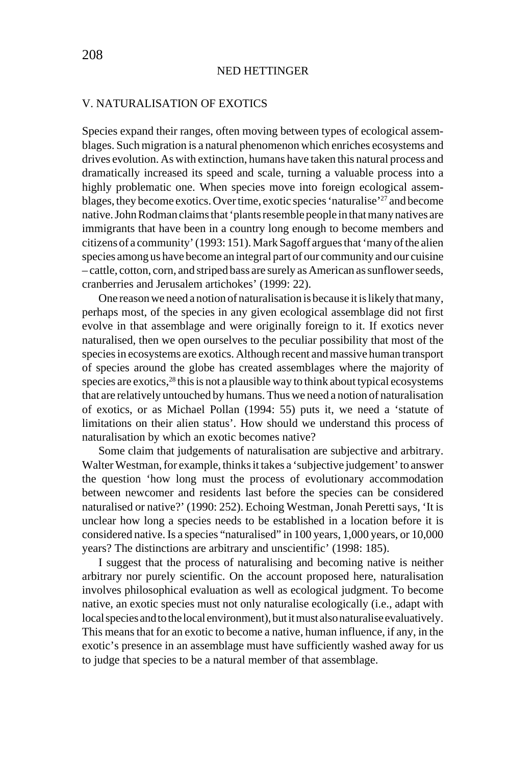## V. NATURALISATION OF EXOTICS

Species expand their ranges, often moving between types of ecological assemblages. Such migration is a natural phenomenon which enriches ecosystems and drives evolution. As with extinction, humans have taken this natural process and dramatically increased its speed and scale, turning a valuable process into a highly problematic one. When species move into foreign ecological assemblages, they become exotics. Over time, exotic species 'naturalise'[27] and become native. John Rodman claims that 'plants resemble people in that many natives are immigrants that have been in a country long enough to become members and citizens of a community' (1993: 151). Mark Sagoff argues that 'many of the alien species among us have become an integral part of our community and our cuisine – cattle, cotton, corn, and striped bass are surely as American as sunflower seeds, cranberries and Jerusalem artichokes' (1999: 22).

One reason we need a notion of naturalisation is because it is likely that many, perhaps most, of the species in any given ecological assemblage did not first evolve in that assemblage and were originally foreign to it. If exotics never naturalised, then we open ourselves to the peculiar possibility that most of the species in ecosystems are exotics. Although recent and massive human transport of species around the globe has created assemblages where the majority of species are exotics,[28] this is not a plausible way to think about typical ecosystems that are relatively untouched by humans. Thus we need a notion of naturalisation of exotics, or as Michael Pollan (1994: 55) puts it, we need a 'statute of limitations on their alien status'. How should we understand this process of naturalisation by which an exotic becomes native?

Some claim that judgements of naturalisation are subjective and arbitrary. Walter Westman, for example, thinks it takes a 'subjective judgement' to answer the question 'how long must the process of evolutionary accommodation between newcomer and residents last before the species can be considered naturalised or native?' (1990: 252). Echoing Westman, Jonah Peretti says, 'It is unclear how long a species needs to be established in a location before it is considered native. Is a species "naturalised" in 100 years, 1,000 years, or 10,000 years? The distinctions are arbitrary and unscientific' (1998: 185).

I suggest that the process of naturalising and becoming native is neither arbitrary nor purely scientific. On the account proposed here, naturalisation involves philosophical evaluation as well as ecological judgment. To become native, an exotic species must not only naturalise ecologically (i.e., adapt with local species and to the local environment), but it must also naturalise evaluatively. This means that for an exotic to become a native, human influence, if any, in the exotic's presence in an assemblage must have sufficiently washed away for us to judge that species to be a natural member of that assemblage.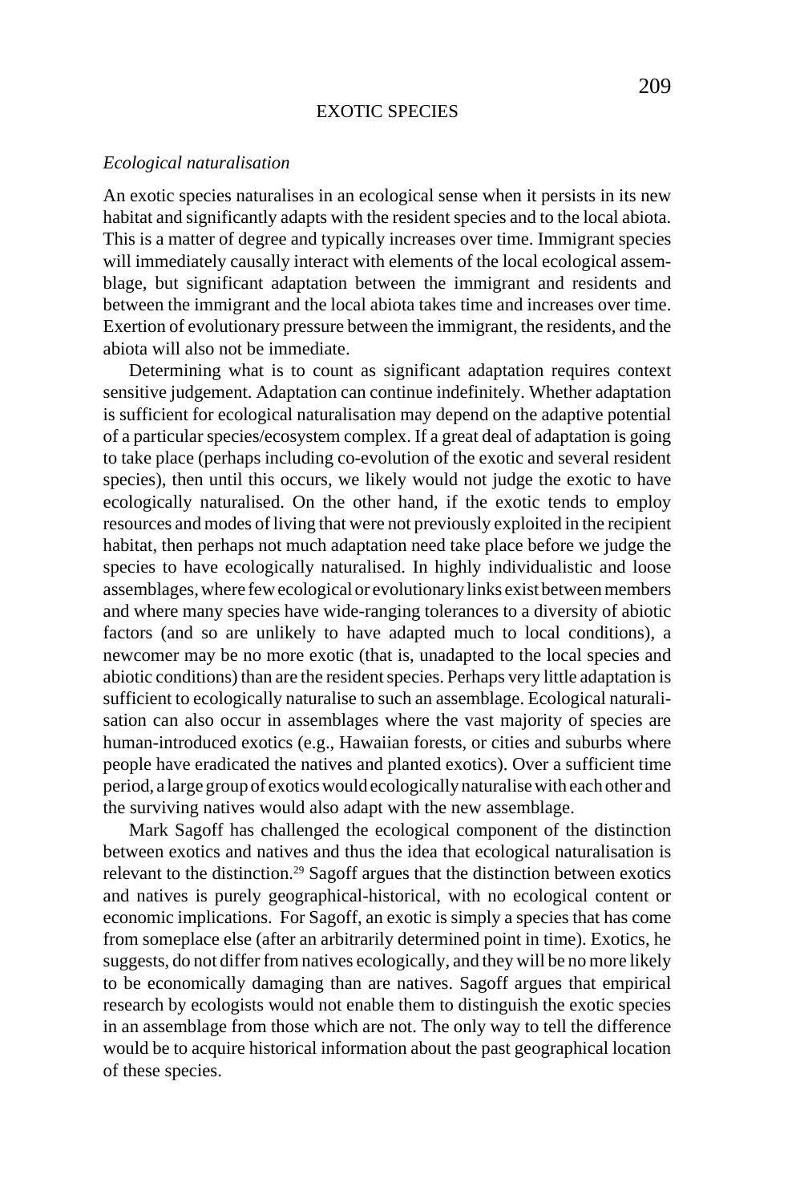*Ecological naturalisation*

An exotic species naturalises in an ecological sense when it persists in its new habitat and significantly adapts with the resident species and to the local abiota. This is a matter of degree and typically increases over time. Immigrant species will immediately causally interact with elements of the local ecological assemblage, but significant adaptation between the immigrant and residents and between the immigrant and the local abiota takes time and increases over time. Exertion of evolutionary pressure between the immigrant, the residents, and the abiota will also not be immediate.

Determining what is to count as significant adaptation requires context sensitive judgement. Adaptation can continue indefinitely. Whether adaptation is sufficient for ecological naturalisation may depend on the adaptive potential of a particular species/ecosystem complex. If a great deal of adaptation is going to take place (perhaps including co-evolution of the exotic and several resident species), then until this occurs, we likely would not judge the exotic to have ecologically naturalised. On the other hand, if the exotic tends to employ resources and modes of living that were not previously exploited in the recipient habitat, then perhaps not much adaptation need take place before we judge the species to have ecologically naturalised. In highly individualistic and loose assemblages, where few ecological or evolutionary links exist between members and where many species have wide-ranging tolerances to a diversity of abiotic factors (and so are unlikely to have adapted much to local conditions), a newcomer may be no more exotic (that is, unadapted to the local species and abiotic conditions) than are the resident species. Perhaps very little adaptation is sufficient to ecologically naturalise to such an assemblage. Ecological naturalisation can also occur in assemblages where the vast majority of species are human-introduced exotics (e.g., Hawaiian forests, or cities and suburbs where people have eradicated the natives and planted exotics). Over a sufficient time period, a large group of exotics would ecologically naturalise with each other and the surviving natives would also adapt with the new assemblage.

Mark Sagoff has challenged the ecological component of the distinction between exotics and natives and thus the idea that ecological naturalisation is relevant to the distinction.[29] Sagoff argues that the distinction between exotics and natives is purely geographical-historical, with no ecological content or economic implications. For Sagoff, an exotic is simply a species that has come from someplace else (after an arbitrarily determined point in time). Exotics, he suggests, do not differ from natives ecologically, and they will be no more likely to be economically damaging than are natives. Sagoff argues that empirical research by ecologists would not enable them to distinguish the exotic species in an assemblage from those which are not. The only way to tell the difference would be to acquire historical information about the past geographical location of these species.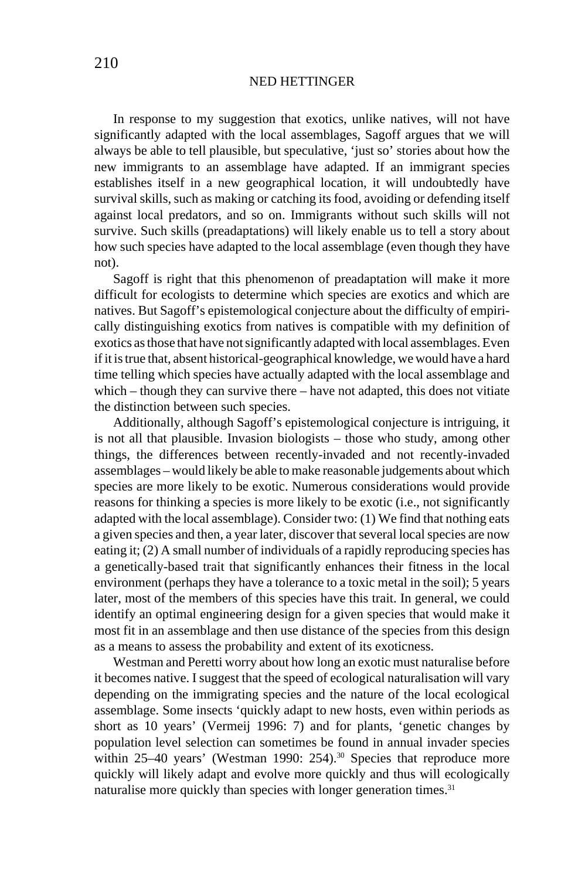In response to my suggestion that exotics, unlike natives, will not have significantly adapted with the local assemblages, Sagoff argues that we will always be able to tell plausible, but speculative, 'just so' stories about how the new immigrants to an assemblage have adapted. If an immigrant species establishes itself in a new geographical location, it will undoubtedly have survival skills, such as making or catching its food, avoiding or defending itself against local predators, and so on. Immigrants without such skills will not survive. Such skills (preadaptations) will likely enable us to tell a story about how such species have adapted to the local assemblage (even though they have not).

Sagoff is right that this phenomenon of preadaptation will make it more difficult for ecologists to determine which species are exotics and which are natives. But Sagoff's epistemological conjecture about the difficulty of empirically distinguishing exotics from natives is compatible with my definition of exotics as those that have not significantly adapted with local assemblages. Even if it is true that, absent historical-geographical knowledge, we would have a hard time telling which species have actually adapted with the local assemblage and which – though they can survive there – have not adapted, this does not vitiate the distinction between such species.

Additionally, although Sagoff's epistemological conjecture is intriguing, it is not all that plausible. Invasion biologists – those who study, among other things, the differences between recently-invaded and not recently-invaded assemblages – would likely be able to make reasonable judgements about which species are more likely to be exotic. Numerous considerations would provide reasons for thinking a species is more likely to be exotic (i.e., not significantly adapted with the local assemblage). Consider two: (1) We find that nothing eats a given species and then, a year later, discover that several local species are now eating it; (2) A small number of individuals of a rapidly reproducing species has a genetically-based trait that significantly enhances their fitness in the local environment (perhaps they have a tolerance to a toxic metal in the soil); 5 years later, most of the members of this species have this trait. In general, we could identify an optimal engineering design for a given species that would make it most fit in an assemblage and then use distance of the species from this design as a means to assess the probability and extent of its exoticness.

Westman and Peretti worry about how long an exotic must naturalise before it becomes native. I suggest that the speed of ecological naturalisation will vary depending on the immigrating species and the nature of the local ecological assemblage. Some insects 'quickly adapt to new hosts, even within periods as short as 10 years' (Vermeij 1996: 7) and for plants, 'genetic changes by population level selection can sometimes be found in annual invader species within 25–40 years' (Westman 1990: 254).[30] Species that reproduce more quickly will likely adapt and evolve more quickly and thus will ecologically naturalise more quickly than species with longer generation times.[31]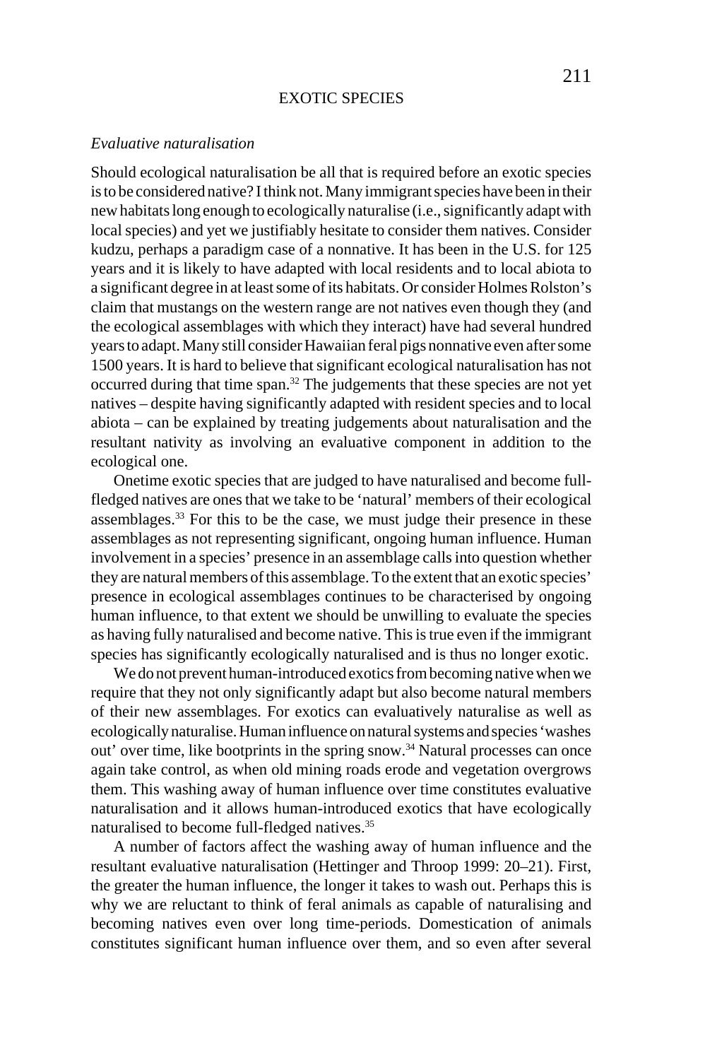*Evaluative naturalisation*

Should ecological naturalisation be all that is required before an exotic species is to be considered native? I think not. Many immigrant species have been in their new habitats long enough to ecologically naturalise (i.e., significantly adapt with local species) and yet we justifiably hesitate to consider them natives. Consider kudzu, perhaps a paradigm case of a nonnative. It has been in the U.S. for 125 years and it is likely to have adapted with local residents and to local abiota to a significant degree in at least some of its habitats. Or consider Holmes Rolston's claim that mustangs on the western range are not natives even though they (and the ecological assemblages with which they interact) have had several hundred years to adapt. Many still consider Hawaiian feral pigs nonnative even after some 1500 years. It is hard to believe that significant ecological naturalisation has not occurred during that time span.[32] The judgements that these species are not yet natives – despite having significantly adapted with resident species and to local abiota – can be explained by treating judgements about naturalisation and the resultant nativity as involving an evaluative component in addition to the ecological one.

Onetime exotic species that are judged to have naturalised and become full-fledged natives are ones that we take to be 'natural' members of their ecological assemblages.[33] For this to be the case, we must judge their presence in these assemblages as not representing significant, ongoing human influence. Human involvement in a species' presence in an assemblage calls into question whether they are natural members of this assemblage. To the extent that an exotic species' presence in ecological assemblages continues to be characterised by ongoing human influence, to that extent we should be unwilling to evaluate the species as having fully naturalised and become native. This is true even if the immigrant species has significantly ecologically naturalised and is thus no longer exotic.

We do not prevent human-introduced exotics from becoming native when we require that they not only significantly adapt but also become natural members of their new assemblages. For exotics can evaluatively naturalise as well as ecologically naturalise. Human influence on natural systems and species 'washes out' over time, like bootprints in the spring snow.[34] Natural processes can once again take control, as when old mining roads erode and vegetation overgrows them. This washing away of human influence over time constitutes evaluative naturalisation and it allows human-introduced exotics that have ecologically naturalised to become full-fledged natives.[35]

A number of factors affect the washing away of human influence and the resultant evaluative naturalisation (Hettinger and Throop 1999: 20–21). First, the greater the human influence, the longer it takes to wash out. Perhaps this is why we are reluctant to think of feral animals as capable of naturalising and becoming natives even over long time-periods. Domestication of animals constitutes significant human influence over them, and so even after several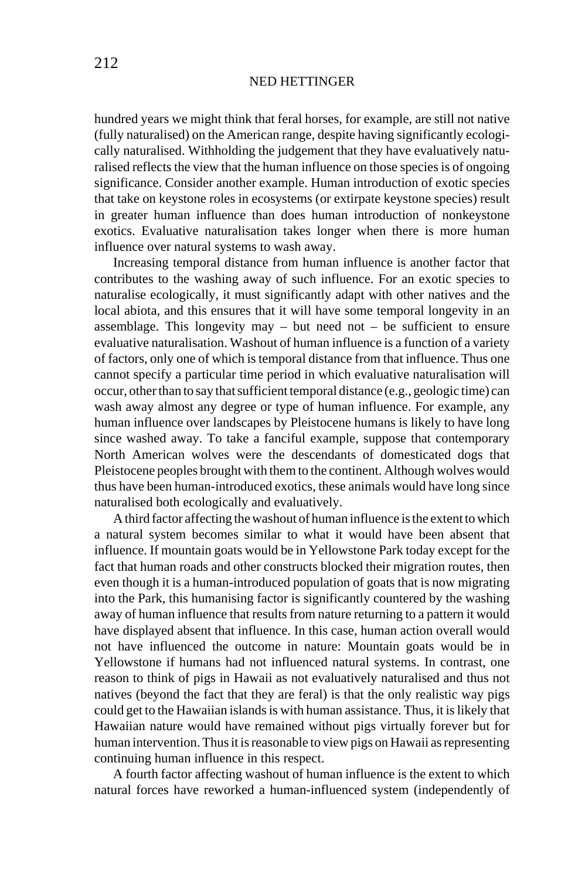hundred years we might think that feral horses, for example, are still not native (fully naturalised) on the American range, despite having significantly ecologically naturalised. Withholding the judgement that they have evaluatively naturalised reflects the view that the human influence on those species is of ongoing significance. Consider another example. Human introduction of exotic species that take on keystone roles in ecosystems (or extirpate keystone species) result in greater human influence than does human introduction of nonkeystone exotics. Evaluative naturalisation takes longer when there is more human influence over natural systems to wash away.

Increasing temporal distance from human influence is another factor that contributes to the washing away of such influence. For an exotic species to naturalise ecologically, it must significantly adapt with other natives and the local abiota, and this ensures that it will have some temporal longevity in an assemblage. This longevity may – but need not – be sufficient to ensure evaluative naturalisation. Washout of human influence is a function of a variety of factors, only one of which is temporal distance from that influence. Thus one cannot specify a particular time period in which evaluative naturalisation will occur, other than to say that sufficient temporal distance (e.g., geologic time) can wash away almost any degree or type of human influence. For example, any human influence over landscapes by Pleistocene humans is likely to have long since washed away. To take a fanciful example, suppose that contemporary North American wolves were the descendants of domesticated dogs that Pleistocene peoples brought with them to the continent. Although wolves would thus have been human-introduced exotics, these animals would have long since naturalised both ecologically and evaluatively.

A third factor affecting the washout of human influence is the extent to which a natural system becomes similar to what it would have been absent that influence. If mountain goats would be in Yellowstone Park today except for the fact that human roads and other constructs blocked their migration routes, then even though it is a human-introduced population of goats that is now migrating into the Park, this humanising factor is significantly countered by the washing away of human influence that results from nature returning to a pattern it would have displayed absent that influence. In this case, human action overall would not have influenced the outcome in nature: Mountain goats would be in Yellowstone if humans had not influenced natural systems. In contrast, one reason to think of pigs in Hawaii as not evaluatively naturalised and thus not natives (beyond the fact that they are feral) is that the only realistic way pigs could get to the Hawaiian islands is with human assistance. Thus, it is likely that Hawaiian nature would have remained without pigs virtually forever but for human intervention. Thus it is reasonable to view pigs on Hawaii as representing continuing human influence in this respect.

A fourth factor affecting washout of human influence is the extent to which natural forces have reworked a human-influenced system (independently of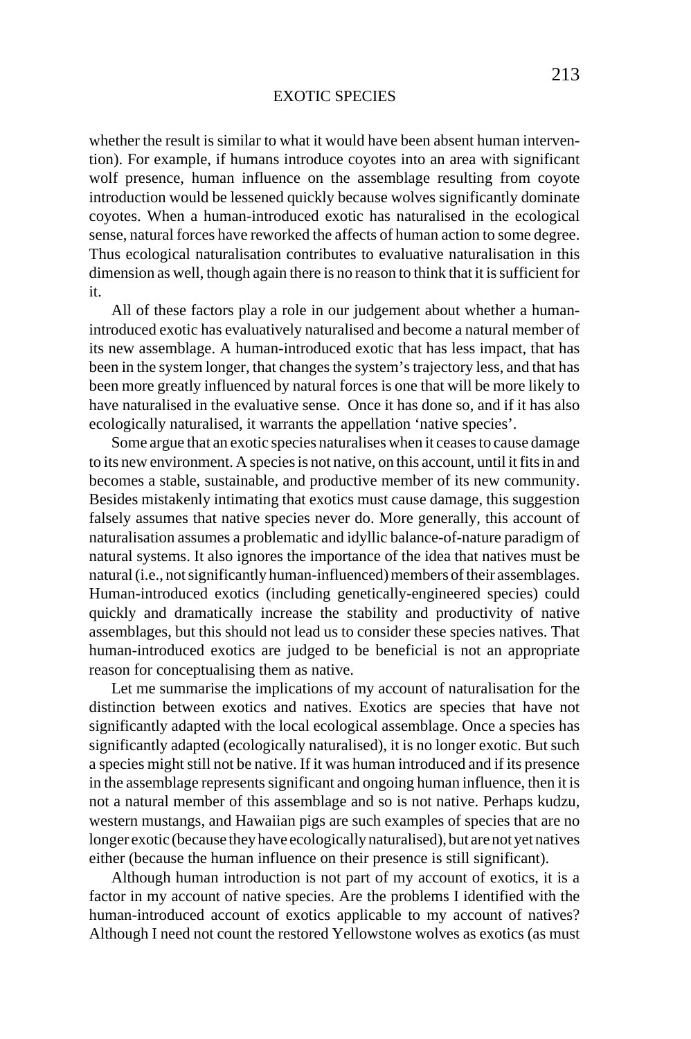whether the result is similar to what it would have been absent human intervention). For example, if humans introduce coyotes into an area with significant wolf presence, human influence on the assemblage resulting from coyote introduction would be lessened quickly because wolves significantly dominate coyotes. When a human-introduced exotic has naturalised in the ecological sense, natural forces have reworked the affects of human action to some degree. Thus ecological naturalisation contributes to evaluative naturalisation in this dimension as well, though again there is no reason to think that it is sufficient for it.

All of these factors play a role in our judgement about whether a human-introduced exotic has evaluatively naturalised and become a natural member of its new assemblage. A human-introduced exotic that has less impact, that has been in the system longer, that changes the system's trajectory less, and that has been more greatly influenced by natural forces is one that will be more likely to have naturalised in the evaluative sense. Once it has done so, and if it has also ecologically naturalised, it warrants the appellation 'native species'.

Some argue that an exotic species naturalises when it ceases to cause damage to its new environment. A species is not native, on this account, until it fits in and becomes a stable, sustainable, and productive member of its new community. Besides mistakenly intimating that exotics must cause damage, this suggestion falsely assumes that native species never do. More generally, this account of naturalisation assumes a problematic and idyllic balance-of-nature paradigm of natural systems. It also ignores the importance of the idea that natives must be natural (i.e., not significantly human-influenced) members of their assemblages. Human-introduced exotics (including genetically-engineered species) could quickly and dramatically increase the stability and productivity of native assemblages, but this should not lead us to consider these species natives. That human-introduced exotics are judged to be beneficial is not an appropriate reason for conceptualising them as native.

Let me summarise the implications of my account of naturalisation for the distinction between exotics and natives. Exotics are species that have not significantly adapted with the local ecological assemblage. Once a species has significantly adapted (ecologically naturalised), it is no longer exotic. But such a species might still not be native. If it was human introduced and if its presence in the assemblage represents significant and ongoing human influence, then it is not a natural member of this assemblage and so is not native. Perhaps kudzu, western mustangs, and Hawaiian pigs are such examples of species that are no longer exotic (because they have ecologically naturalised), but are not yet natives either (because the human influence on their presence is still significant).

Although human introduction is not part of my account of exotics, it is a factor in my account of native species. Are the problems I identified with the human-introduced account of exotics applicable to my account of natives? Although I need not count the restored Yellowstone wolves as exotics (as must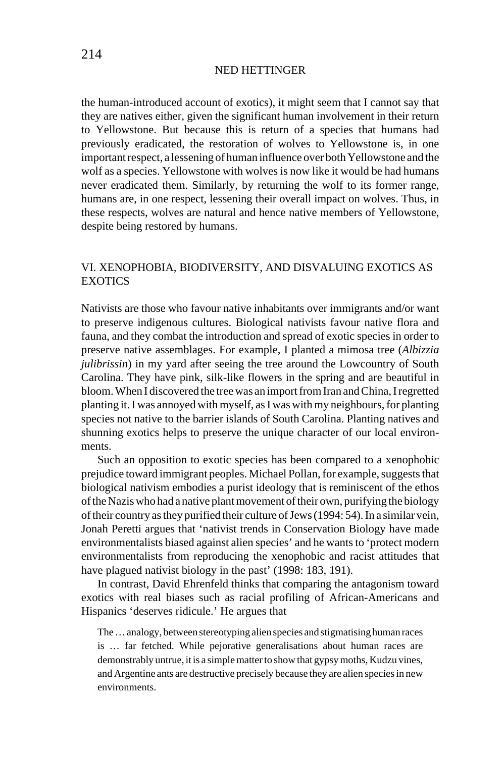the human-introduced account of exotics), it might seem that I cannot say that they are natives either, given the significant human involvement in their return to Yellowstone. But because this is return of a species that humans had previously eradicated, the restoration of wolves to Yellowstone is, in one important respect, a lessening of human influence over both Yellowstone and the wolf as a species. Yellowstone with wolves is now like it would be had humans never eradicated them. Similarly, by returning the wolf to its former range, humans are, in one respect, lessening their overall impact on wolves. Thus, in these respects, wolves are natural and hence native members of Yellowstone, despite being restored by humans.

## VI. XENOPHOBIA, BIODIVERSITY, AND DISVALUING EXOTICS AS EXOTICS

Nativists are those who favour native inhabitants over immigrants and/or want to preserve indigenous cultures. Biological nativists favour native flora and fauna, and they combat the introduction and spread of exotic species in order to preserve native assemblages. For example, I planted a mimosa tree (*Albizzia julibrissin*) in my yard after seeing the tree around the Lowcountry of South Carolina. They have pink, silk-like flowers in the spring and are beautiful in bloom. When I discovered the tree was an import from Iran and China, I regretted planting it. I was annoyed with myself, as I was with my neighbours, for planting species not native to the barrier islands of South Carolina. Planting natives and shunning exotics helps to preserve the unique character of our local environments.

Such an opposition to exotic species has been compared to a xenophobic prejudice toward immigrant peoples. Michael Pollan, for example, suggests that biological nativism embodies a purist ideology that is reminiscent of the ethos of the Nazis who had a native plant movement of their own, purifying the biology of their country as they purified their culture of Jews (1994: 54). In a similar vein, Jonah Peretti argues that 'nativist trends in Conservation Biology have made environmentalists biased against alien species' and he wants to 'protect modern environmentalists from reproducing the xenophobic and racist attitudes that have plagued nativist biology in the past' (1998: 183, 191).

In contrast, David Ehrenfeld thinks that comparing the antagonism toward exotics with real biases such as racial profiling of African-Americans and Hispanics 'deserves ridicule.' He argues that

> The … analogy, between stereotyping alien species and stigmatising human races is … far fetched. While pejorative generalisations about human races are demonstrably untrue, it is a simple matter to show that gypsy moths, Kudzu vines, and Argentine ants are destructive precisely because they are alien species in new environments.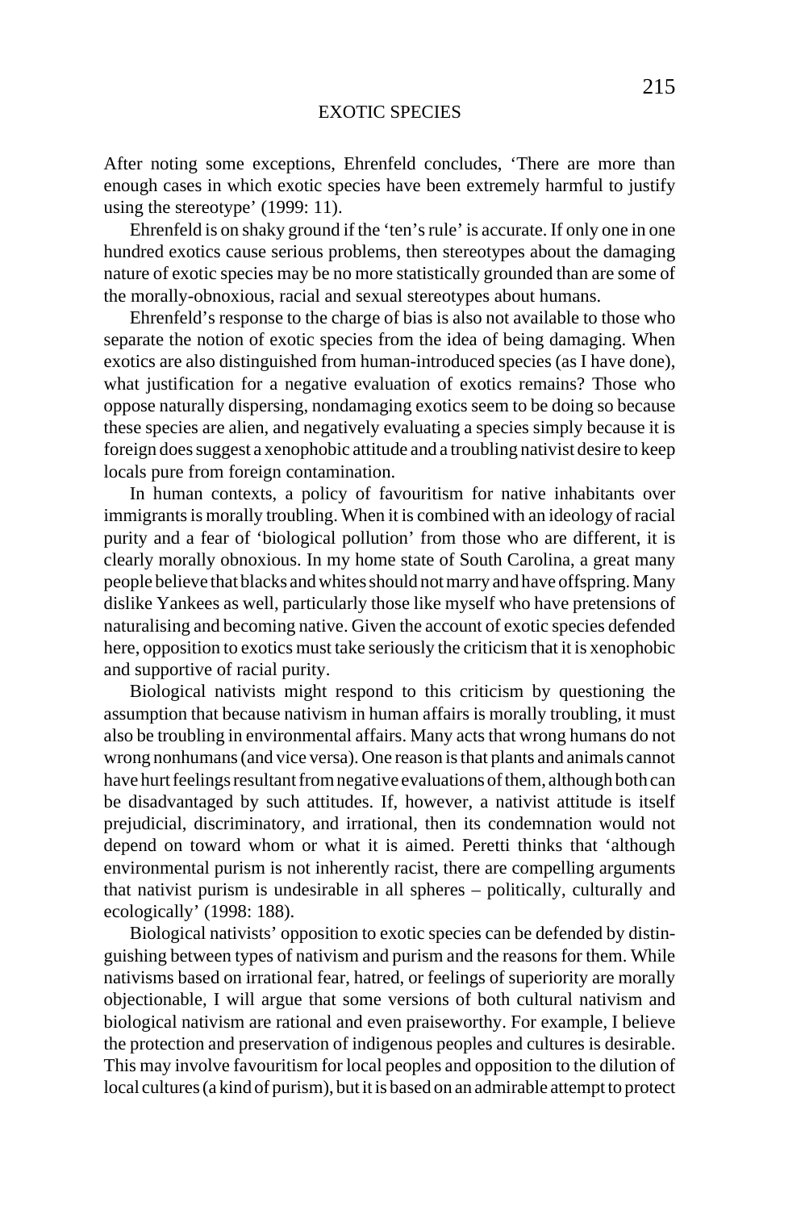After noting some exceptions, Ehrenfeld concludes, 'There are more than enough cases in which exotic species have been extremely harmful to justify using the stereotype' (1999: 11).

Ehrenfeld is on shaky ground if the 'ten's rule' is accurate. If only one in one hundred exotics cause serious problems, then stereotypes about the damaging nature of exotic species may be no more statistically grounded than are some of the morally-obnoxious, racial and sexual stereotypes about humans.

Ehrenfeld's response to the charge of bias is also not available to those who separate the notion of exotic species from the idea of being damaging. When exotics are also distinguished from human-introduced species (as I have done), what justification for a negative evaluation of exotics remains? Those who oppose naturally dispersing, nondamaging exotics seem to be doing so because these species are alien, and negatively evaluating a species simply because it is foreign does suggest a xenophobic attitude and a troubling nativist desire to keep locals pure from foreign contamination.

In human contexts, a policy of favouritism for native inhabitants over immigrants is morally troubling. When it is combined with an ideology of racial purity and a fear of 'biological pollution' from those who are different, it is clearly morally obnoxious. In my home state of South Carolina, a great many people believe that blacks and whites should not marry and have offspring. Many dislike Yankees as well, particularly those like myself who have pretensions of naturalising and becoming native. Given the account of exotic species defended here, opposition to exotics must take seriously the criticism that it is xenophobic and supportive of racial purity.

Biological nativists might respond to this criticism by questioning the assumption that because nativism in human affairs is morally troubling, it must also be troubling in environmental affairs. Many acts that wrong humans do not wrong nonhumans (and vice versa). One reason is that plants and animals cannot have hurt feelings resultant from negative evaluations of them, although both can be disadvantaged by such attitudes. If, however, a nativist attitude is itself prejudicial, discriminatory, and irrational, then its condemnation would not depend on toward whom or what it is aimed. Peretti thinks that 'although environmental purism is not inherently racist, there are compelling arguments that nativist purism is undesirable in all spheres – politically, culturally and ecologically' (1998: 188).

Biological nativists' opposition to exotic species can be defended by distinguishing between types of nativism and purism and the reasons for them. While nativisms based on irrational fear, hatred, or feelings of superiority are morally objectionable, I will argue that some versions of both cultural nativism and biological nativism are rational and even praiseworthy. For example, I believe the protection and preservation of indigenous peoples and cultures is desirable. This may involve favouritism for local peoples and opposition to the dilution of local cultures (a kind of purism), but it is based on an admirable attempt to protect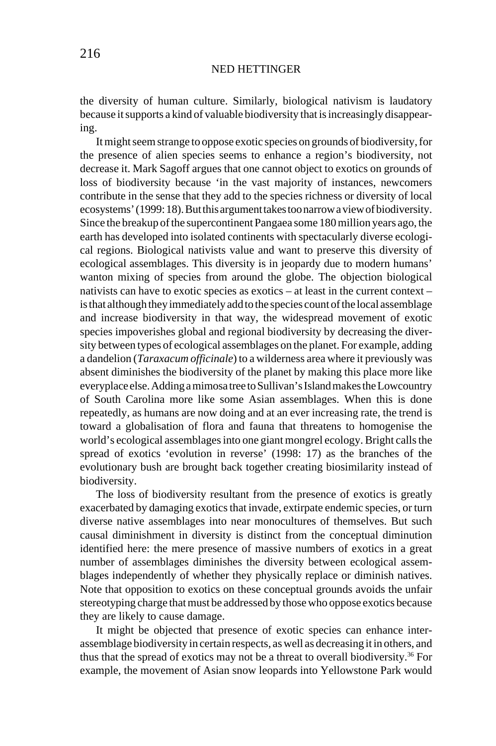the diversity of human culture. Similarly, biological nativism is laudatory because it supports a kind of valuable biodiversity that is increasingly disappearing.

It might seem strange to oppose exotic species on grounds of biodiversity, for the presence of alien species seems to enhance a region's biodiversity, not decrease it. Mark Sagoff argues that one cannot object to exotics on grounds of loss of biodiversity because 'in the vast majority of instances, newcomers contribute in the sense that they add to the species richness or diversity of local ecosystems' (1999: 18). But this argument takes too narrow a view of biodiversity. Since the breakup of the supercontinent Pangaea some 180 million years ago, the earth has developed into isolated continents with spectacularly diverse ecological regions. Biological nativists value and want to preserve this diversity of ecological assemblages. This diversity is in jeopardy due to modern humans' wanton mixing of species from around the globe. The objection biological nativists can have to exotic species as exotics – at least in the current context – is that although they immediately add to the species count of the local assemblage and increase biodiversity in that way, the widespread movement of exotic species impoverishes global and regional biodiversity by decreasing the diversity between types of ecological assemblages on the planet. For example, adding a dandelion (*Taraxacum officinale*) to a wilderness area where it previously was absent diminishes the biodiversity of the planet by making this place more like everyplace else. Adding a mimosa tree to Sullivan's Island makes the Lowcountry of South Carolina more like some Asian assemblages. When this is done repeatedly, as humans are now doing and at an ever increasing rate, the trend is toward a globalisation of flora and fauna that threatens to homogenise the world's ecological assemblages into one giant mongrel ecology. Bright calls the spread of exotics 'evolution in reverse' (1998: 17) as the branches of the evolutionary bush are brought back together creating biosimilarity instead of biodiversity.

The loss of biodiversity resultant from the presence of exotics is greatly exacerbated by damaging exotics that invade, extirpate endemic species, or turn diverse native assemblages into near monocultures of themselves. But such causal diminishment in diversity is distinct from the conceptual diminution identified here: the mere presence of massive numbers of exotics in a great number of assemblages diminishes the diversity between ecological assemblages independently of whether they physically replace or diminish natives. Note that opposition to exotics on these conceptual grounds avoids the unfair stereotyping charge that must be addressed by those who oppose exotics because they are likely to cause damage.

It might be objected that presence of exotic species can enhance inter-assemblage biodiversity in certain respects, as well as decreasing it in others, and thus that the spread of exotics may not be a threat to overall biodiversity.[36] For example, the movement of Asian snow leopards into Yellowstone Park would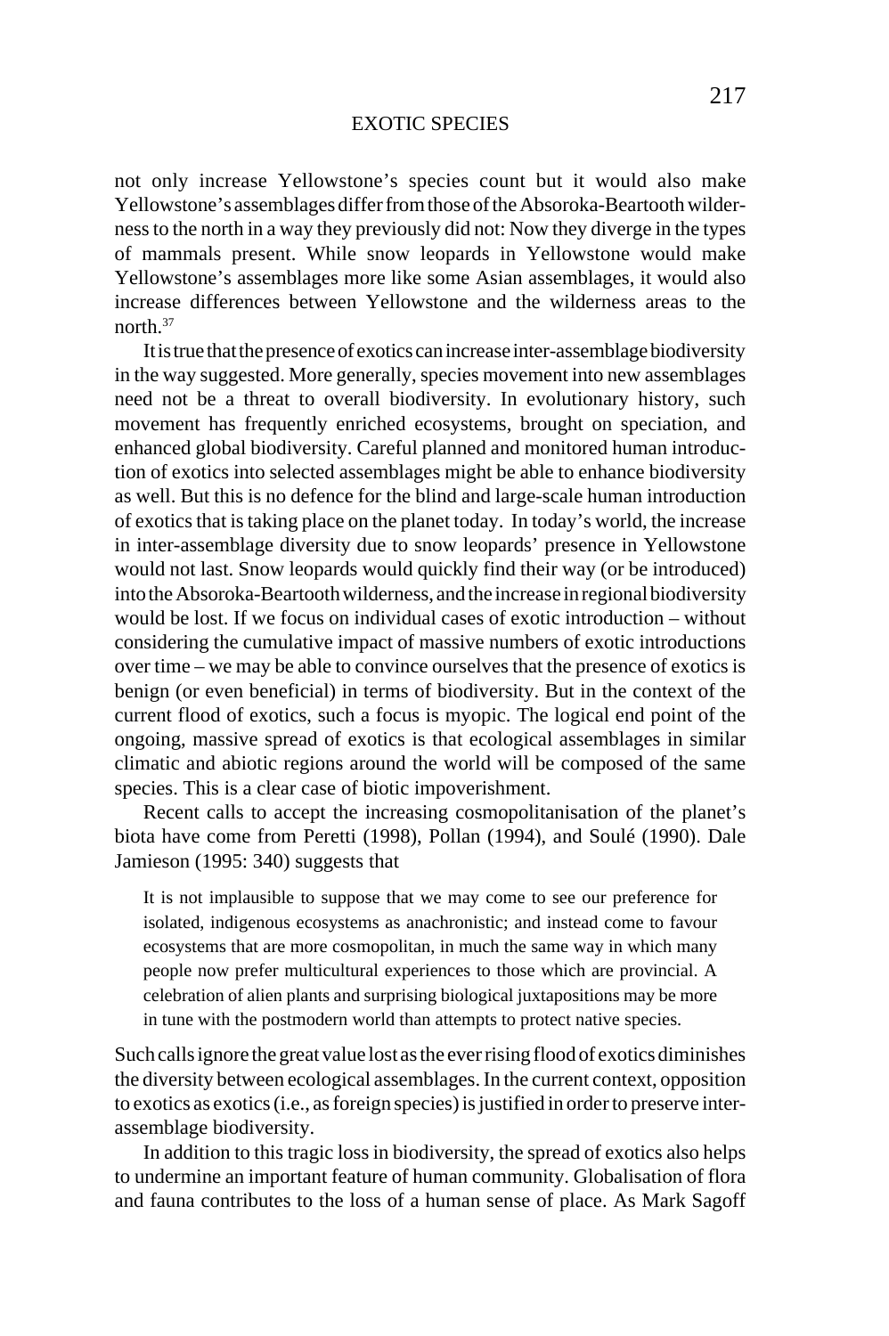not only increase Yellowstone's species count but it would also make Yellowstone's assemblages differ from those of the Absoroka-Beartooth wilderness to the north in a way they previously did not: Now they diverge in the types of mammals present. While snow leopards in Yellowstone would make Yellowstone's assemblages more like some Asian assemblages, it would also increase differences between Yellowstone and the wilderness areas to the north.[37]

It is true that the presence of exotics can increase inter-assemblage biodiversity in the way suggested. More generally, species movement into new assemblages need not be a threat to overall biodiversity. In evolutionary history, such movement has frequently enriched ecosystems, brought on speciation, and enhanced global biodiversity. Careful planned and monitored human introduction of exotics into selected assemblages might be able to enhance biodiversity as well. But this is no defence for the blind and large-scale human introduction of exotics that is taking place on the planet today. In today's world, the increase in inter-assemblage diversity due to snow leopards' presence in Yellowstone would not last. Snow leopards would quickly find their way (or be introduced) into the Absoroka-Beartooth wilderness, and the increase in regional biodiversity would be lost. If we focus on individual cases of exotic introduction – without considering the cumulative impact of massive numbers of exotic introductions over time – we may be able to convince ourselves that the presence of exotics is benign (or even beneficial) in terms of biodiversity. But in the context of the current flood of exotics, such a focus is myopic. The logical end point of the ongoing, massive spread of exotics is that ecological assemblages in similar climatic and abiotic regions around the world will be composed of the same species. This is a clear case of biotic impoverishment.

Recent calls to accept the increasing cosmopolitanisation of the planet's biota have come from Peretti (1998), Pollan (1994), and Soulé (1990). Dale Jamieson (1995: 340) suggests that

> It is not implausible to suppose that we may come to see our preference for isolated, indigenous ecosystems as anachronistic; and instead come to favour ecosystems that are more cosmopolitan, in much the same way in which many people now prefer multicultural experiences to those which are provincial. A celebration of alien plants and surprising biological juxtapositions may be more in tune with the postmodern world than attempts to protect native species.

Such calls ignore the great value lost as the ever rising flood of exotics diminishes the diversity between ecological assemblages. In the current context, opposition to exotics as exotics (i.e., as foreign species) is justified in order to preserve inter-assemblage biodiversity.

In addition to this tragic loss in biodiversity, the spread of exotics also helps to undermine an important feature of human community. Globalisation of flora and fauna contributes to the loss of a human sense of place. As Mark Sagoff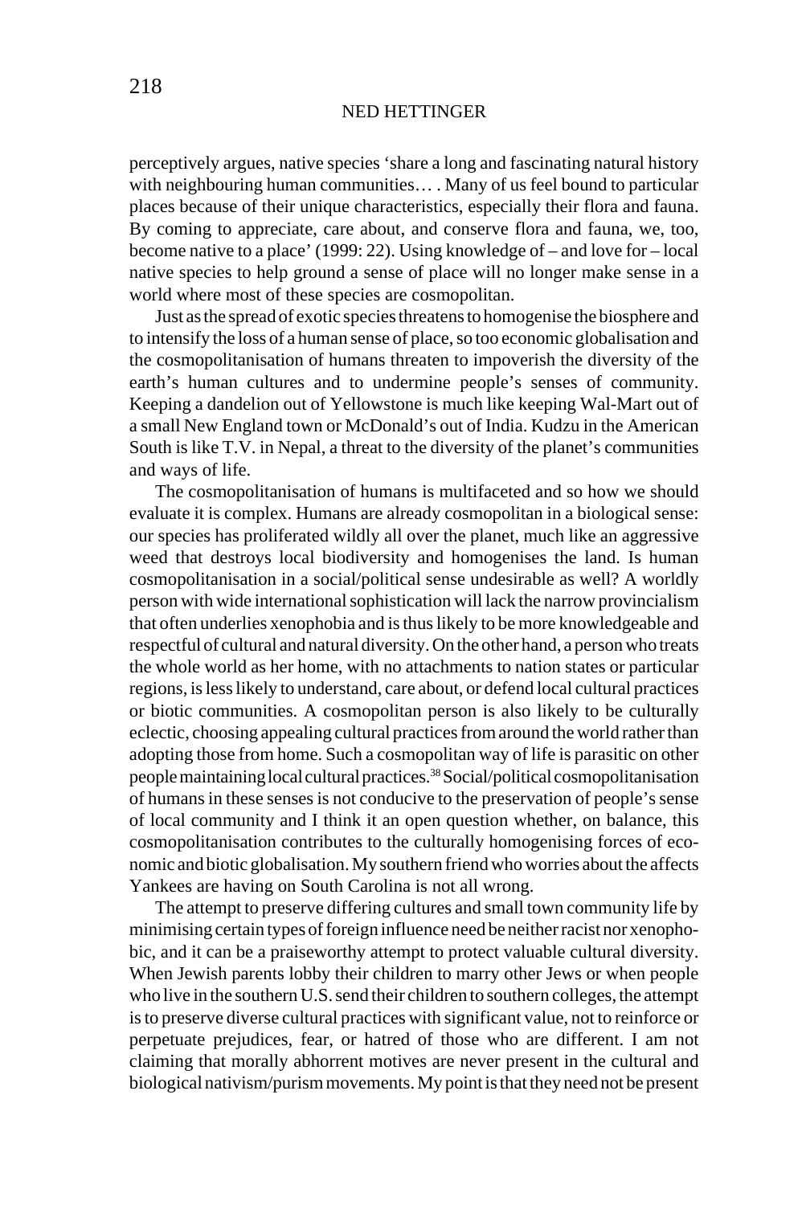perceptively argues, native species 'share a long and fascinating natural history with neighbouring human communities… . Many of us feel bound to particular places because of their unique characteristics, especially their flora and fauna. By coming to appreciate, care about, and conserve flora and fauna, we, too, become native to a place' (1999: 22). Using knowledge of – and love for – local native species to help ground a sense of place will no longer make sense in a world where most of these species are cosmopolitan.

Just as the spread of exotic species threatens to homogenise the biosphere and to intensify the loss of a human sense of place, so too economic globalisation and the cosmopolitanisation of humans threaten to impoverish the diversity of the earth's human cultures and to undermine people's senses of community. Keeping a dandelion out of Yellowstone is much like keeping Wal-Mart out of a small New England town or McDonald's out of India. Kudzu in the American South is like T.V. in Nepal, a threat to the diversity of the planet's communities and ways of life.

The cosmopolitanisation of humans is multifaceted and so how we should evaluate it is complex. Humans are already cosmopolitan in a biological sense: our species has proliferated wildly all over the planet, much like an aggressive weed that destroys local biodiversity and homogenises the land. Is human cosmopolitanisation in a social/political sense undesirable as well? A worldly person with wide international sophistication will lack the narrow provincialism that often underlies xenophobia and is thus likely to be more knowledgeable and respectful of cultural and natural diversity. On the other hand, a person who treats the whole world as her home, with no attachments to nation states or particular regions, is less likely to understand, care about, or defend local cultural practices or biotic communities. A cosmopolitan person is also likely to be culturally eclectic, choosing appealing cultural practices from around the world rather than adopting those from home. Such a cosmopolitan way of life is parasitic on other people maintaining local cultural practices.[38] Social/political cosmopolitanisation of humans in these senses is not conducive to the preservation of people's sense of local community and I think it an open question whether, on balance, this cosmopolitanisation contributes to the culturally homogenising forces of economic and biotic globalisation. My southern friend who worries about the affects Yankees are having on South Carolina is not all wrong.

The attempt to preserve differing cultures and small town community life by minimising certain types of foreign influence need be neither racist nor xenophobic, and it can be a praiseworthy attempt to protect valuable cultural diversity. When Jewish parents lobby their children to marry other Jews or when people who live in the southern U.S. send their children to southern colleges, the attempt is to preserve diverse cultural practices with significant value, not to reinforce or perpetuate prejudices, fear, or hatred of those who are different. I am not claiming that morally abhorrent motives are never present in the cultural and biological nativism/purism movements. My point is that they need not be present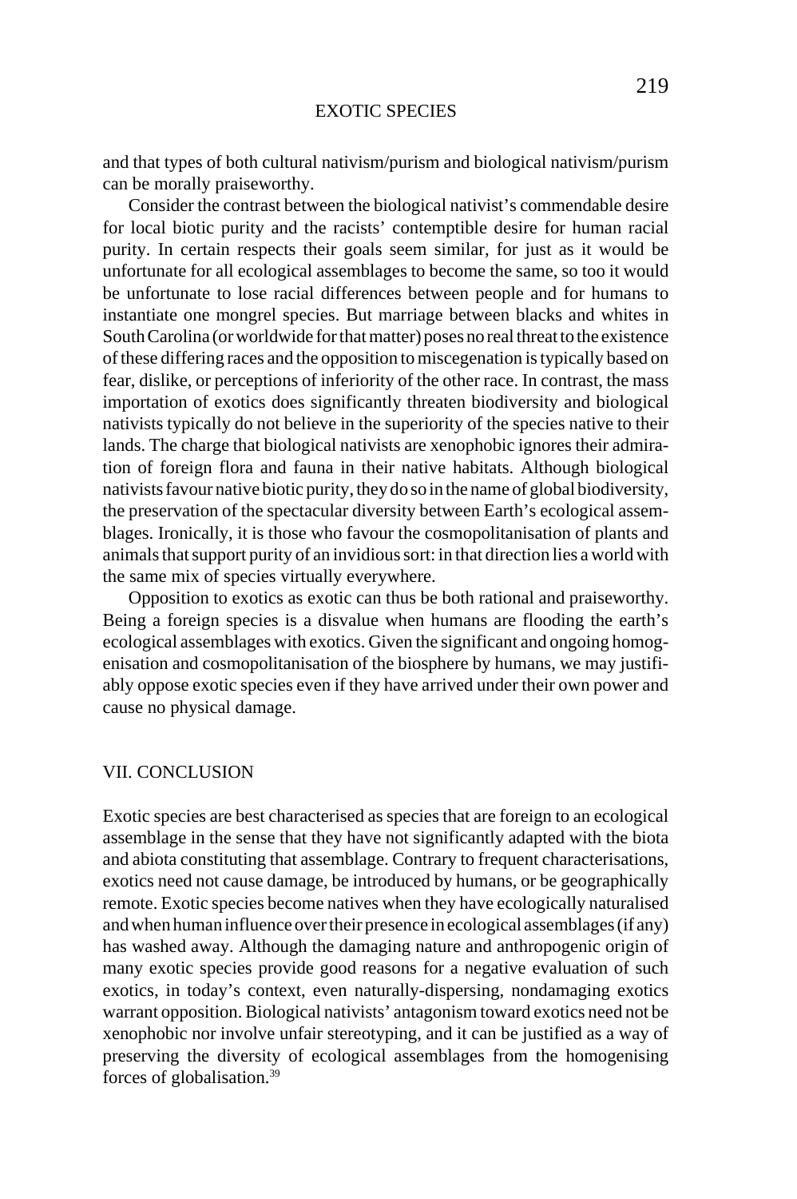and that types of both cultural nativism/purism and biological nativism/purism can be morally praiseworthy.

Consider the contrast between the biological nativist's commendable desire for local biotic purity and the racists' contemptible desire for human racial purity. In certain respects their goals seem similar, for just as it would be unfortunate for all ecological assemblages to become the same, so too it would be unfortunate to lose racial differences between people and for humans to instantiate one mongrel species. But marriage between blacks and whites in South Carolina (or worldwide for that matter) poses no real threat to the existence of these differing races and the opposition to miscegenation is typically based on fear, dislike, or perceptions of inferiority of the other race. In contrast, the mass importation of exotics does significantly threaten biodiversity and biological nativists typically do not believe in the superiority of the species native to their lands. The charge that biological nativists are xenophobic ignores their admiration of foreign flora and fauna in their native habitats. Although biological nativists favour native biotic purity, they do so in the name of global biodiversity, the preservation of the spectacular diversity between Earth's ecological assemblages. Ironically, it is those who favour the cosmopolitanisation of plants and animals that support purity of an invidious sort: in that direction lies a world with the same mix of species virtually everywhere.

Opposition to exotics as exotic can thus be both rational and praiseworthy. Being a foreign species is a disvalue when humans are flooding the earth's ecological assemblages with exotics. Given the significant and ongoing homogenisation and cosmopolitanisation of the biosphere by humans, we may justifiably oppose exotic species even if they have arrived under their own power and cause no physical damage.

## VII. CONCLUSION

Exotic species are best characterised as species that are foreign to an ecological assemblage in the sense that they have not significantly adapted with the biota and abiota constituting that assemblage. Contrary to frequent characterisations, exotics need not cause damage, be introduced by humans, or be geographically remote. Exotic species become natives when they have ecologically naturalised and when human influence over their presence in ecological assemblages (if any) has washed away. Although the damaging nature and anthropogenic origin of many exotic species provide good reasons for a negative evaluation of such exotics, in today's context, even naturally-dispersing, nondamaging exotics warrant opposition. Biological nativists' antagonism toward exotics need not be xenophobic nor involve unfair stereotyping, and it can be justified as a way of preserving the diversity of ecological assemblages from the homogenising forces of globalisation.[39]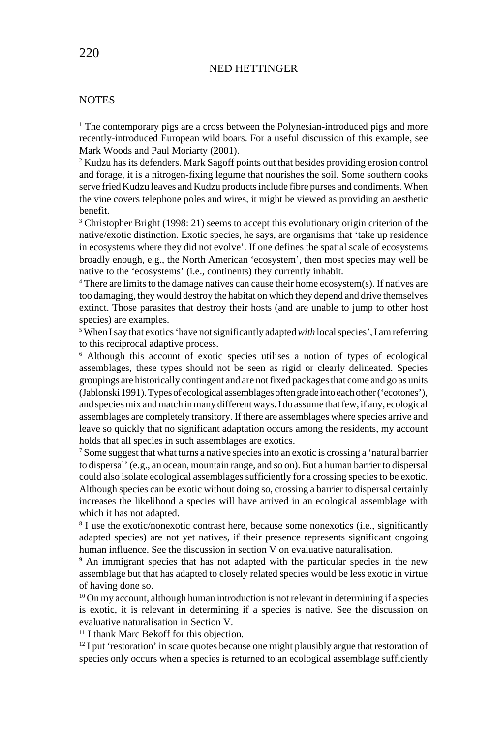## NOTES

[1] The contemporary pigs are a cross between the Polynesian-introduced pigs and more recently-introduced European wild boars. For a useful discussion of this example, see Mark Woods and Paul Moriarty (2001).

[2] Kudzu has its defenders. Mark Sagoff points out that besides providing erosion control and forage, it is a nitrogen-fixing legume that nourishes the soil. Some southern cooks serve fried Kudzu leaves and Kudzu products include fibre purses and condiments. When the vine covers telephone poles and wires, it might be viewed as providing an aesthetic benefit.

[3] Christopher Bright (1998: 21) seems to accept this evolutionary origin criterion of the native/exotic distinction. Exotic species, he says, are organisms that 'take up residence in ecosystems where they did not evolve'. If one defines the spatial scale of ecosystems broadly enough, e.g., the North American 'ecosystem', then most species may well be native to the 'ecosystems' (i.e., continents) they currently inhabit.

[4] There are limits to the damage natives can cause their home ecosystem(s). If natives are too damaging, they would destroy the habitat on which they depend and drive themselves extinct. Those parasites that destroy their hosts (and are unable to jump to other host species) are examples.

[5] When I say that exotics 'have not significantly adapted *with* local species', I am referring to this reciprocal adaptive process.

[6] Although this account of exotic species utilises a notion of types of ecological assemblages, these types should not be seen as rigid or clearly delineated. Species groupings are historically contingent and are not fixed packages that come and go as units (Jablonski 1991). Types of ecological assemblages often grade into each other ('ecotones'), and species mix and match in many different ways. I do assume that few, if any, ecological assemblages are completely transitory. If there are assemblages where species arrive and leave so quickly that no significant adaptation occurs among the residents, my account holds that all species in such assemblages are exotics.

[7] Some suggest that what turns a native species into an exotic is crossing a 'natural barrier to dispersal' (e.g., an ocean, mountain range, and so on). But a human barrier to dispersal could also isolate ecological assemblages sufficiently for a crossing species to be exotic. Although species can be exotic without doing so, crossing a barrier to dispersal certainly increases the likelihood a species will have arrived in an ecological assemblage with which it has not adapted.

[8] I use the exotic/nonexotic contrast here, because some nonexotics (i.e., significantly adapted species) are not yet natives, if their presence represents significant ongoing human influence. See the discussion in section V on evaluative naturalisation.

[9] An immigrant species that has not adapted with the particular species in the new assemblage but that has adapted to closely related species would be less exotic in virtue of having done so.

[10] On my account, although human introduction is not relevant in determining if a species is exotic, it is relevant in determining if a species is native. See the discussion on evaluative naturalisation in Section V.

[11] I thank Marc Bekoff for this objection.

[12] I put 'restoration' in scare quotes because one might plausibly argue that restoration of species only occurs when a species is returned to an ecological assemblage sufficiently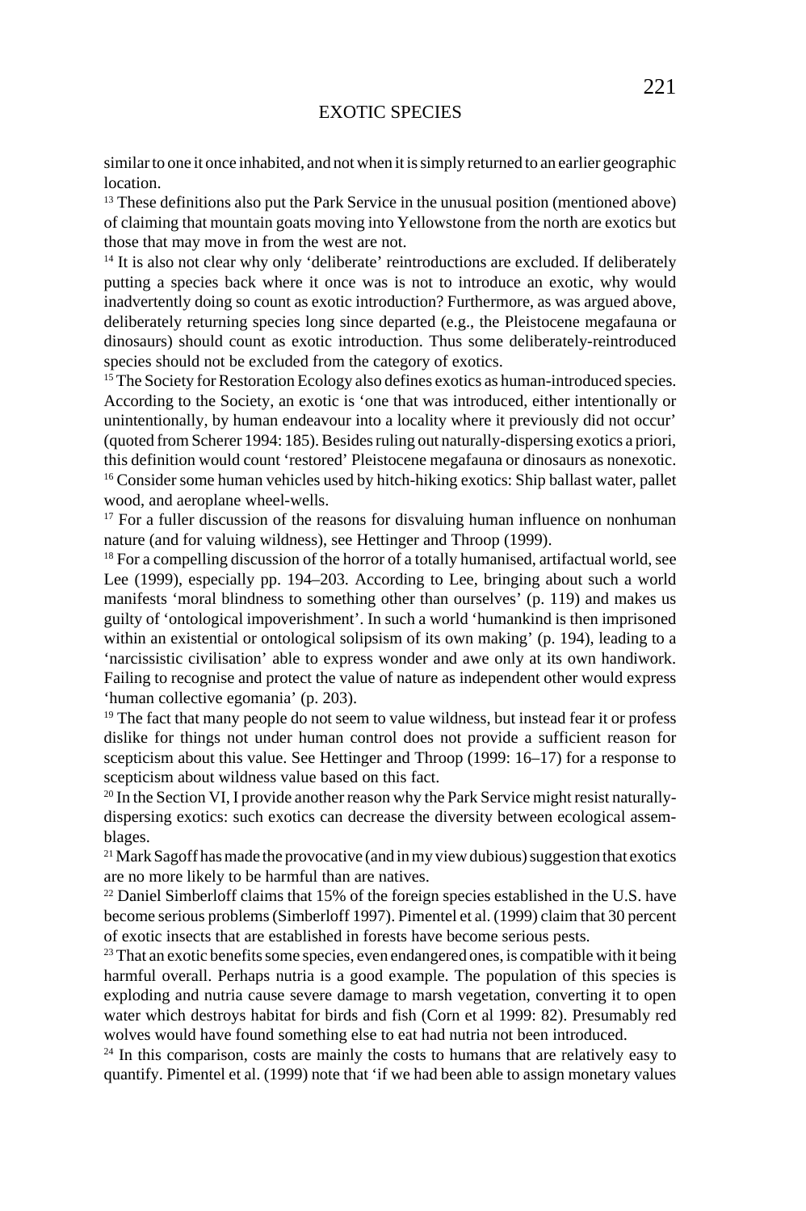similar to one it once inhabited, and not when it is simply returned to an earlier geographic location.

[13] These definitions also put the Park Service in the unusual position (mentioned above) of claiming that mountain goats moving into Yellowstone from the north are exotics but those that may move in from the west are not.

[14] It is also not clear why only 'deliberate' reintroductions are excluded. If deliberately putting a species back where it once was is not to introduce an exotic, why would inadvertently doing so count as exotic introduction? Furthermore, as was argued above, deliberately returning species long since departed (e.g., the Pleistocene megafauna or dinosaurs) should count as exotic introduction. Thus some deliberately-reintroduced species should not be excluded from the category of exotics.

[15] The Society for Restoration Ecology also defines exotics as human-introduced species. According to the Society, an exotic is 'one that was introduced, either intentionally or unintentionally, by human endeavour into a locality where it previously did not occur' (quoted from Scherer 1994: 185). Besides ruling out naturally-dispersing exotics a priori, this definition would count 'restored' Pleistocene megafauna or dinosaurs as nonexotic.

[16] Consider some human vehicles used by hitch-hiking exotics: Ship ballast water, pallet wood, and aeroplane wheel-wells.

[17] For a fuller discussion of the reasons for disvaluing human influence on nonhuman nature (and for valuing wildness), see Hettinger and Throop (1999).

[18] For a compelling discussion of the horror of a totally humanised, artifactual world, see Lee (1999), especially pp. 194–203. According to Lee, bringing about such a world manifests 'moral blindness to something other than ourselves' (p. 119) and makes us guilty of 'ontological impoverishment'. In such a world 'humankind is then imprisoned within an existential or ontological solipsism of its own making' (p. 194), leading to a 'narcissistic civilisation' able to express wonder and awe only at its own handiwork. Failing to recognise and protect the value of nature as independent other would express 'human collective egomania' (p. 203).

[19] The fact that many people do not seem to value wildness, but instead fear it or profess dislike for things not under human control does not provide a sufficient reason for scepticism about this value. See Hettinger and Throop (1999: 16–17) for a response to scepticism about wildness value based on this fact.

[20] In the Section VI, I provide another reason why the Park Service might resist naturally-dispersing exotics: such exotics can decrease the diversity between ecological assemblages.

[21] Mark Sagoff has made the provocative (and in my view dubious) suggestion that exotics are no more likely to be harmful than are natives.

[22] Daniel Simberloff claims that 15% of the foreign species established in the U.S. have become serious problems (Simberloff 1997). Pimentel et al. (1999) claim that 30 percent of exotic insects that are established in forests have become serious pests.

[23] That an exotic benefits some species, even endangered ones, is compatible with it being harmful overall. Perhaps nutria is a good example. The population of this species is exploding and nutria cause severe damage to marsh vegetation, converting it to open water which destroys habitat for birds and fish (Corn et al 1999: 82). Presumably red wolves would have found something else to eat had nutria not been introduced.

[24] In this comparison, costs are mainly the costs to humans that are relatively easy to quantify. Pimentel et al. (1999) note that 'if we had been able to assign monetary values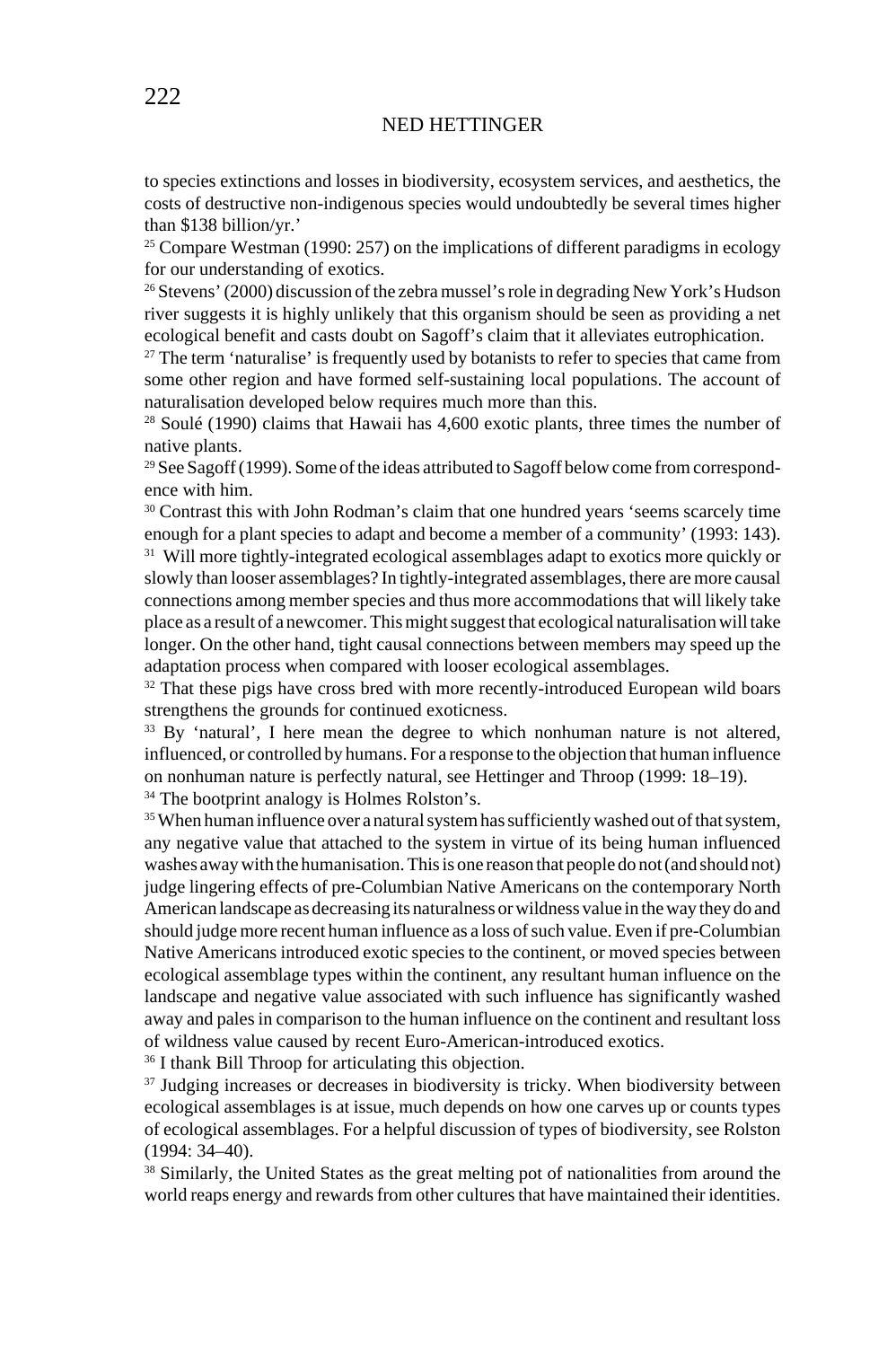to species extinctions and losses in biodiversity, ecosystem services, and aesthetics, the costs of destructive non-indigenous species would undoubtedly be several times higher than $138 billion/yr.'

[25] Compare Westman (1990: 257) on the implications of different paradigms in ecology for our understanding of exotics.

[26] Stevens' (2000) discussion of the zebra mussel's role in degrading New York's Hudson river suggests it is highly unlikely that this organism should be seen as providing a net ecological benefit and casts doubt on Sagoff's claim that it alleviates eutrophication.

[27] The term 'naturalise' is frequently used by botanists to refer to species that came from some other region and have formed self-sustaining local populations. The account of naturalisation developed below requires much more than this.

[28] Soulé (1990) claims that Hawaii has 4,600 exotic plants, three times the number of native plants.

[29] See Sagoff (1999). Some of the ideas attributed to Sagoff below come from correspondence with him.

[30] Contrast this with John Rodman's claim that one hundred years 'seems scarcely time enough for a plant species to adapt and become a member of a community' (1993: 143).

[31] Will more tightly-integrated ecological assemblages adapt to exotics more quickly or slowly than looser assemblages? In tightly-integrated assemblages, there are more causal connections among member species and thus more accommodations that will likely take place as a result of a newcomer. This might suggest that ecological naturalisation will take longer. On the other hand, tight causal connections between members may speed up the adaptation process when compared with looser ecological assemblages.

[32] That these pigs have cross bred with more recently-introduced European wild boars strengthens the grounds for continued exoticness.

[33] By 'natural', I here mean the degree to which nonhuman nature is not altered, influenced, or controlled by humans. For a response to the objection that human influence on nonhuman nature is perfectly natural, see Hettinger and Throop (1999: 18–19).

[34] The bootprint analogy is Holmes Rolston's.

[35] When human influence over a natural system has sufficiently washed out of that system, any negative value that attached to the system in virtue of its being human influenced washes away with the humanisation. This is one reason that people do not (and should not) judge lingering effects of pre-Columbian Native Americans on the contemporary North American landscape as decreasing its naturalness or wildness value in the way they do and should judge more recent human influence as a loss of such value. Even if pre-Columbian Native Americans introduced exotic species to the continent, or moved species between ecological assemblage types within the continent, any resultant human influence on the landscape and negative value associated with such influence has significantly washed away and pales in comparison to the human influence on the continent and resultant loss of wildness value caused by recent Euro-American-introduced exotics.

[36] I thank Bill Throop for articulating this objection.

[37] Judging increases or decreases in biodiversity is tricky. When biodiversity between ecological assemblages is at issue, much depends on how one carves up or counts types of ecological assemblages. For a helpful discussion of types of biodiversity, see Rolston (1994: 34–40).

[38] Similarly, the United States as the great melting pot of nationalities from around the world reaps energy and rewards from other cultures that have maintained their identities.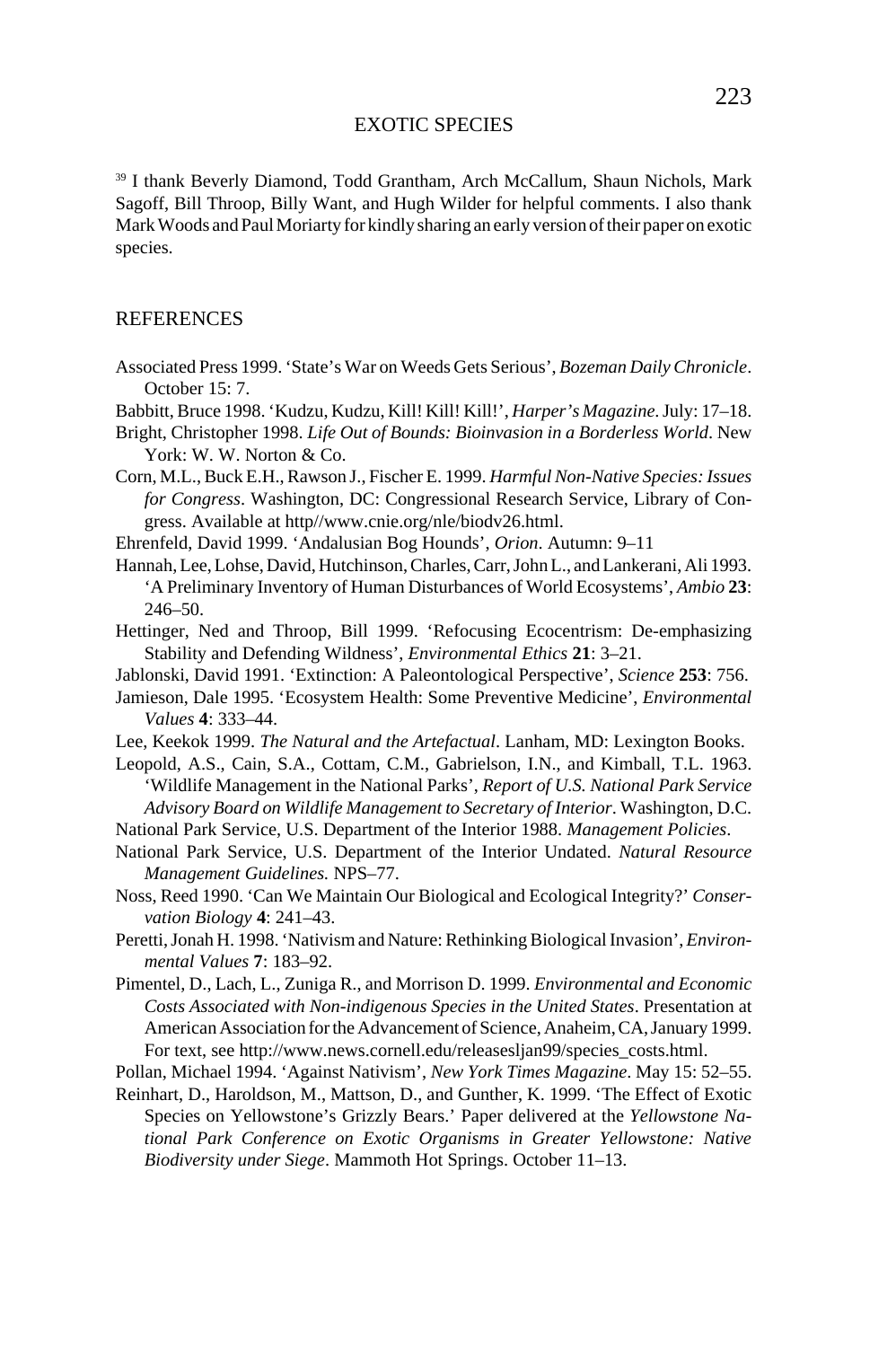[39] I thank Beverly Diamond, Todd Grantham, Arch McCallum, Shaun Nichols, Mark Sagoff, Bill Throop, Billy Want, and Hugh Wilder for helpful comments. I also thank Mark Woods and Paul Moriarty for kindly sharing an early version of their paper on exotic species.

## REFERENCES

Associated Press 1999. 'State's War on Weeds Gets Serious', *Bozeman Daily Chronicle*. October 15: 7.

Babbitt, Bruce 1998. 'Kudzu, Kudzu, Kill! Kill! Kill!', *Harper's Magazine*. July: 17–18.

Bright, Christopher 1998. *Life Out of Bounds: Bioinvasion in a Borderless World*. New York: W. W. Norton & Co.

Corn, M.L., Buck E.H., Rawson J., Fischer E. 1999. *Harmful Non-Native Species: Issues for Congress*. Washington, DC: Congressional Research Service, Library of Congress. Available at http//www.cnie.org/nle/biodv26.html.

Ehrenfeld, David 1999. 'Andalusian Bog Hounds', *Orion*. Autumn: 9–11

Hannah, Lee, Lohse, David, Hutchinson, Charles, Carr, John L., and Lankerani, Ali 1993. 'A Preliminary Inventory of Human Disturbances of World Ecosystems', *Ambio* **23**: 246–50.

Hettinger, Ned and Throop, Bill 1999. 'Refocusing Ecocentrism: De-emphasizing Stability and Defending Wildness', *Environmental Ethics* **21**: 3–21.

Jablonski, David 1991. 'Extinction: A Paleontological Perspective', *Science* **253**: 756.

Jamieson, Dale 1995. 'Ecosystem Health: Some Preventive Medicine', *Environmental Values* **4**: 333–44.

Lee, Keekok 1999. *The Natural and the Artefactual*. Lanham, MD: Lexington Books.

Leopold, A.S., Cain, S.A., Cottam, C.M., Gabrielson, I.N., and Kimball, T.L. 1963. 'Wildlife Management in the National Parks', *Report of U.S. National Park Service Advisory Board on Wildlife Management to Secretary of Interior*. Washington, D.C.

National Park Service, U.S. Department of the Interior 1988. *Management Policies*.

National Park Service, U.S. Department of the Interior Undated. *Natural Resource Management Guidelines.* NPS–77.

Noss, Reed 1990. 'Can We Maintain Our Biological and Ecological Integrity?' *Conservation Biology* **4**: 241–43.

Peretti, Jonah H. 1998. 'Nativism and Nature: Rethinking Biological Invasion', *Environmental Values* **7**: 183–92.

Pimentel, D., Lach, L., Zuniga R., and Morrison D. 1999. *Environmental and Economic Costs Associated with Non-indigenous Species in the United States*. Presentation at American Association for the Advancement of Science, Anaheim, CA, January 1999. For text, see http://www.news.cornell.edu/releasesljan99/species_costs.html.

Pollan, Michael 1994. 'Against Nativism', *New York Times Magazine*. May 15: 52–55.

Reinhart, D., Haroldson, M., Mattson, D., and Gunther, K. 1999. 'The Effect of Exotic Species on Yellowstone's Grizzly Bears.' Paper delivered at the *Yellowstone National Park Conference on Exotic Organisms in Greater Yellowstone: Native Biodiversity under Siege*. Mammoth Hot Springs. October 11–13.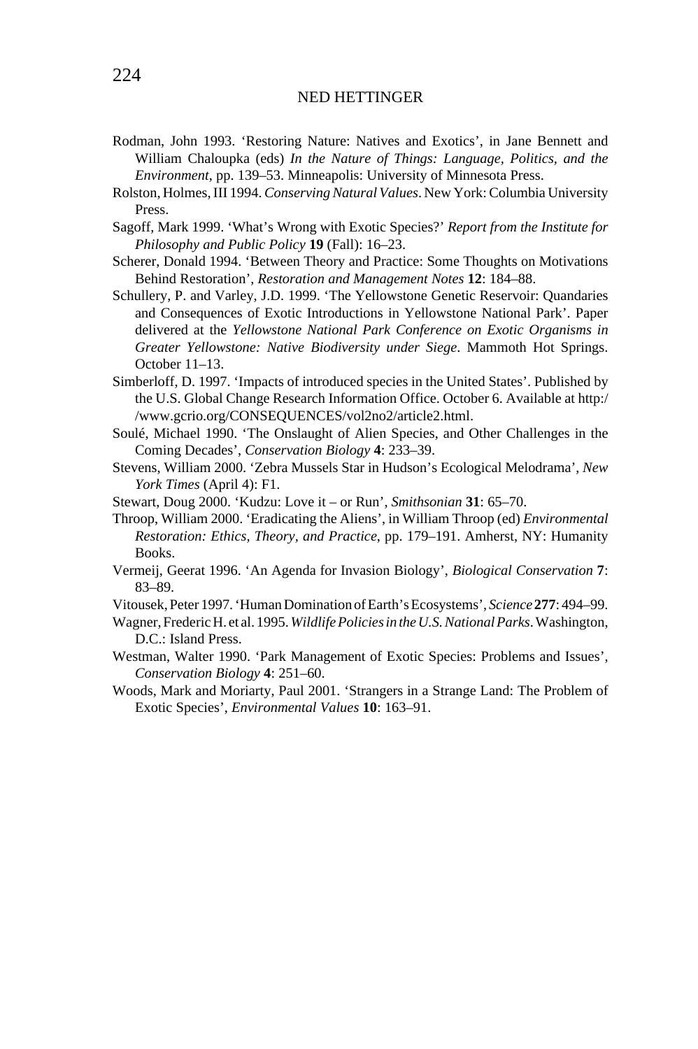Rodman, John 1993. 'Restoring Nature: Natives and Exotics', in Jane Bennett and William Chaloupka (eds) *In the Nature of Things: Language, Politics, and the Environment*, pp. 139–53. Minneapolis: University of Minnesota Press.

Rolston, Holmes, III 1994. *Conserving Natural Values*. New York: Columbia University Press.

Sagoff, Mark 1999. 'What's Wrong with Exotic Species?' *Report from the Institute for Philosophy and Public Policy* **19** (Fall): 16–23.

Scherer, Donald 1994. 'Between Theory and Practice: Some Thoughts on Motivations Behind Restoration', *Restoration and Management Notes* **12**: 184–88.

Schullery, P. and Varley, J.D. 1999. 'The Yellowstone Genetic Reservoir: Quandaries and Consequences of Exotic Introductions in Yellowstone National Park'. Paper delivered at the *Yellowstone National Park Conference on Exotic Organisms in Greater Yellowstone: Native Biodiversity under Siege*. Mammoth Hot Springs. October 11–13.

Simberloff, D. 1997. 'Impacts of introduced species in the United States'. Published by the U.S. Global Change Research Information Office. October 6. Available at http://www.gcrio.org/CONSEQUENCES/vol2no2/article2.html.

Soulé, Michael 1990. 'The Onslaught of Alien Species, and Other Challenges in the Coming Decades', *Conservation Biology* **4**: 233–39.

Stevens, William 2000. 'Zebra Mussels Star in Hudson's Ecological Melodrama', *New York Times* (April 4): F1.

Stewart, Doug 2000. 'Kudzu: Love it – or Run', *Smithsonian* **31**: 65–70.

Throop, William 2000. 'Eradicating the Aliens', in William Throop (ed) *Environmental Restoration: Ethics, Theory, and Practice*, pp. 179–191. Amherst, NY: Humanity Books.

Vermeij, Geerat 1996. 'An Agenda for Invasion Biology', *Biological Conservation* **7**: 83–89.

Vitousek, Peter 1997. 'Human Domination of Earth's Ecosystems', *Science* **277**: 494–99.

Wagner, Frederic H. et al. 1995. *Wildlife Policies in the U.S. National Parks*. Washington, D.C.: Island Press.

Westman, Walter 1990. 'Park Management of Exotic Species: Problems and Issues', *Conservation Biology* **4**: 251–60.

Woods, Mark and Moriarty, Paul 2001. 'Strangers in a Strange Land: The Problem of Exotic Species', *Environmental Values* **10**: 163–91.